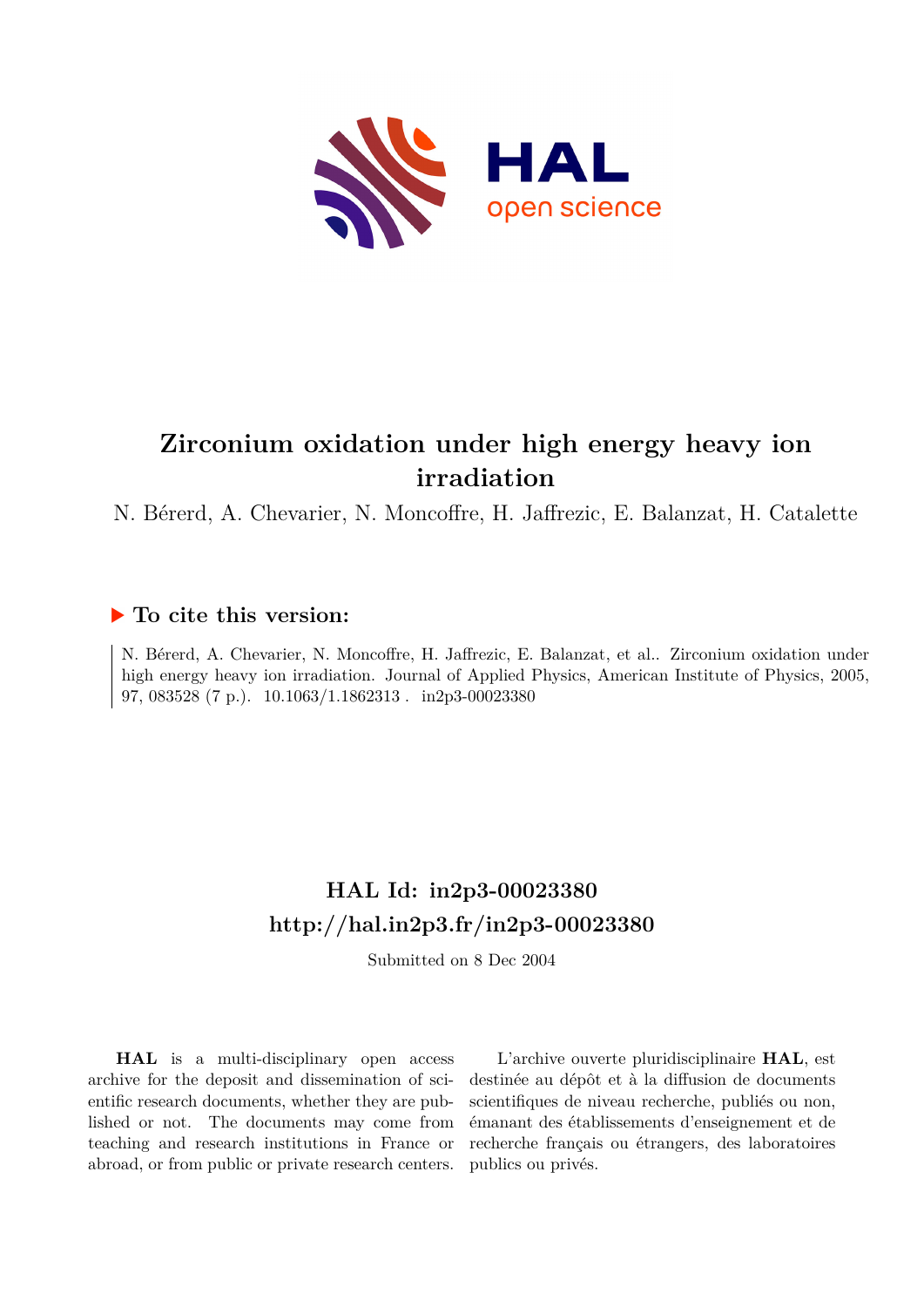# Zirconium oxidation under high energy heavy ion irradiation

N. Bérerd, A. Chevarier, N. Moncoffre, H. Jaffrezic, E. Balanzat, H. Catalette

### ▶ To cite this version:

N. Bérerd, A. Chevarier, N. Moncoffre, H. Jaffrezic, E. Balanzat, et al.. Zirconium oxidation under high energy heavy ion irradiation. Journal of Applied Physics, American Institute of Physics, 2005, 97, 083528 (7 p.). 10.1063/1.1862313 . in2p3-00023380

## HAL Id: in2p3-00023380
## http://hal.in2p3.fr/in2p3-00023380

Submitted on 8 Dec 2004

**HAL** is a multi-disciplinary open access archive for the deposit and dissemination of scientific research documents, whether they are published or not. The documents may come from teaching and research institutions in France or abroad, or from public or private research centers.

L'archive ouverte pluridisciplinaire **HAL**, est destinée au dépôt et à la diffusion de documents scientifiques de niveau recherche, publiés ou non, émanant des établissements d'enseignement et de recherche français ou étrangers, des laboratoires publics ou privés.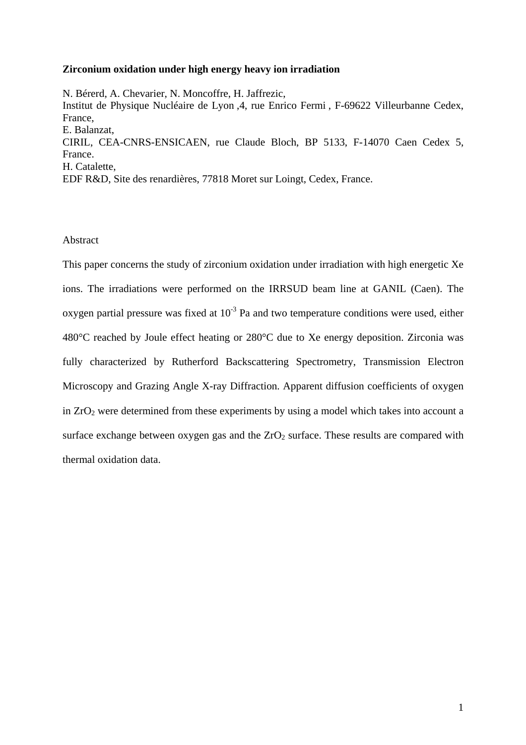**Zirconium oxidation under high energy heavy ion irradiation**

N. Bérerd, A. Chevarier, N. Moncoffre, H. Jaffrezic,
Institut de Physique Nucléaire de Lyon ,4, rue Enrico Fermi , F-69622 Villeurbanne Cedex, France,
E. Balanzat,
CIRIL, CEA-CNRS-ENSICAEN, rue Claude Bloch, BP 5133, F-14070 Caen Cedex 5, France.
H. Catalette,
EDF R&D, Site des renardières, 77818 Moret sur Loingt, Cedex, France.

Abstract

This paper concerns the study of zirconium oxidation under irradiation with high energetic Xe ions. The irradiations were performed on the IRRSUD beam line at GANIL (Caen). The oxygen partial pressure was fixed at $10^{-3}$ Pa and two temperature conditions were used, either 480°C reached by Joule effect heating or 280°C due to Xe energy deposition. Zirconia was fully characterized by Rutherford Backscattering Spectrometry, Transmission Electron Microscopy and Grazing Angle X-ray Diffraction. Apparent diffusion coefficients of oxygen in $ZrO_2$ were determined from these experiments by using a model which takes into account a surface exchange between oxygen gas and the $ZrO_2$ surface. These results are compared with thermal oxidation data.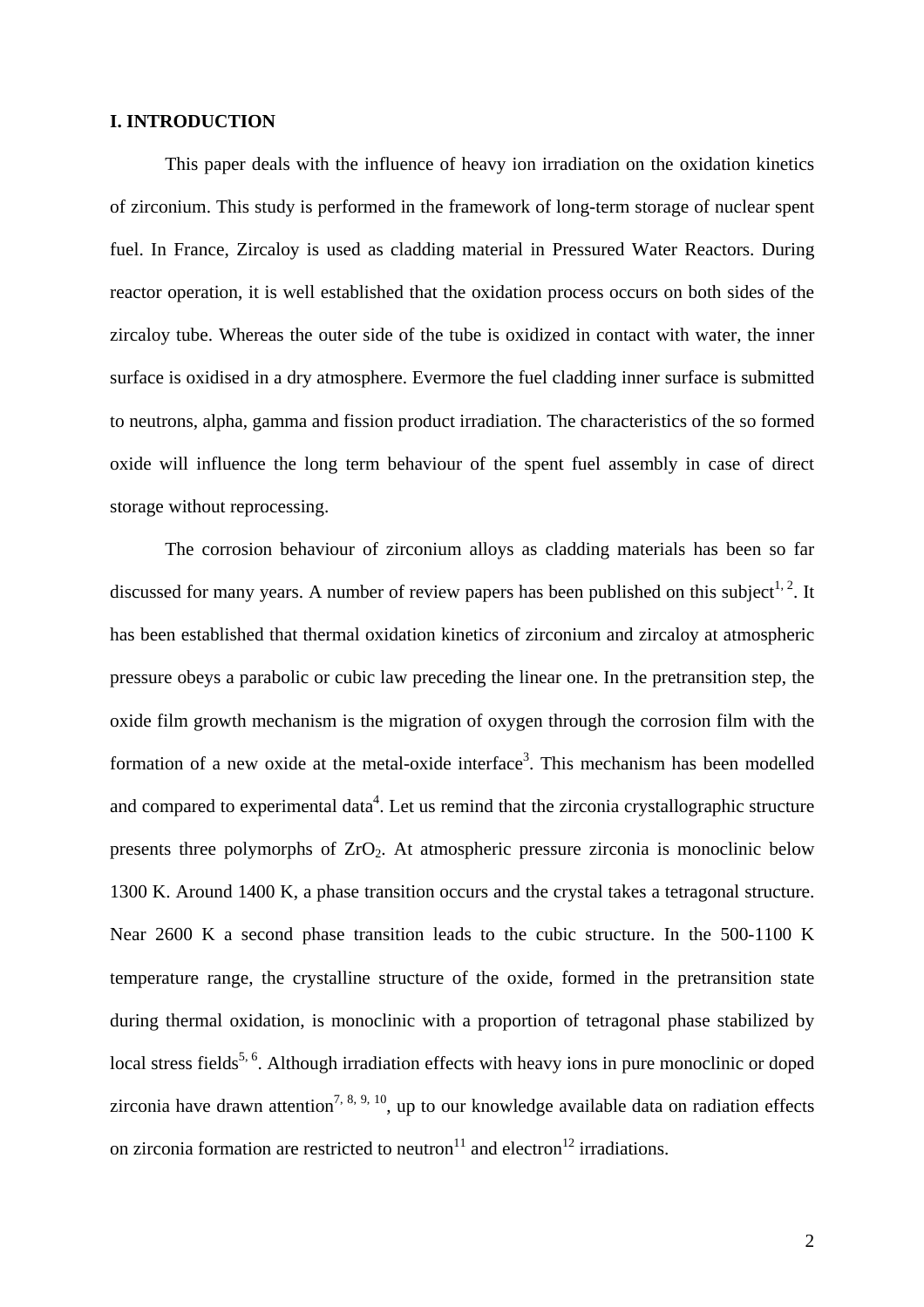## I. INTRODUCTION

This paper deals with the influence of heavy ion irradiation on the oxidation kinetics of zirconium. This study is performed in the framework of long-term storage of nuclear spent fuel. In France, Zircaloy is used as cladding material in Pressured Water Reactors. During reactor operation, it is well established that the oxidation process occurs on both sides of the zircaloy tube. Whereas the outer side of the tube is oxidized in contact with water, the inner surface is oxidised in a dry atmosphere. Evermore the fuel cladding inner surface is submitted to neutrons, alpha, gamma and fission product irradiation. The characteristics of the so formed oxide will influence the long term behaviour of the spent fuel assembly in case of direct storage without reprocessing.

The corrosion behaviour of zirconium alloys as cladding materials has been so far discussed for many years. A number of review papers has been published on this subject[1, 2]. It has been established that thermal oxidation kinetics of zirconium and zircaloy at atmospheric pressure obeys a parabolic or cubic law preceding the linear one. In the pretransition step, the oxide film growth mechanism is the migration of oxygen through the corrosion film with the formation of a new oxide at the metal-oxide interface[3]. This mechanism has been modelled and compared to experimental data[4]. Let us remind that the zirconia crystallographic structure presents three polymorphs of $ZrO_2$. At atmospheric pressure zirconia is monoclinic below 1300 K. Around 1400 K, a phase transition occurs and the crystal takes a tetragonal structure. Near 2600 K a second phase transition leads to the cubic structure. In the 500-1100 K temperature range, the crystalline structure of the oxide, formed in the pretransition state during thermal oxidation, is monoclinic with a proportion of tetragonal phase stabilized by local stress fields[5, 6]. Although irradiation effects with heavy ions in pure monoclinic or doped zirconia have drawn attention[7, 8, 9, 10], up to our knowledge available data on radiation effects on zirconia formation are restricted to neutron[11] and electron[12] irradiations.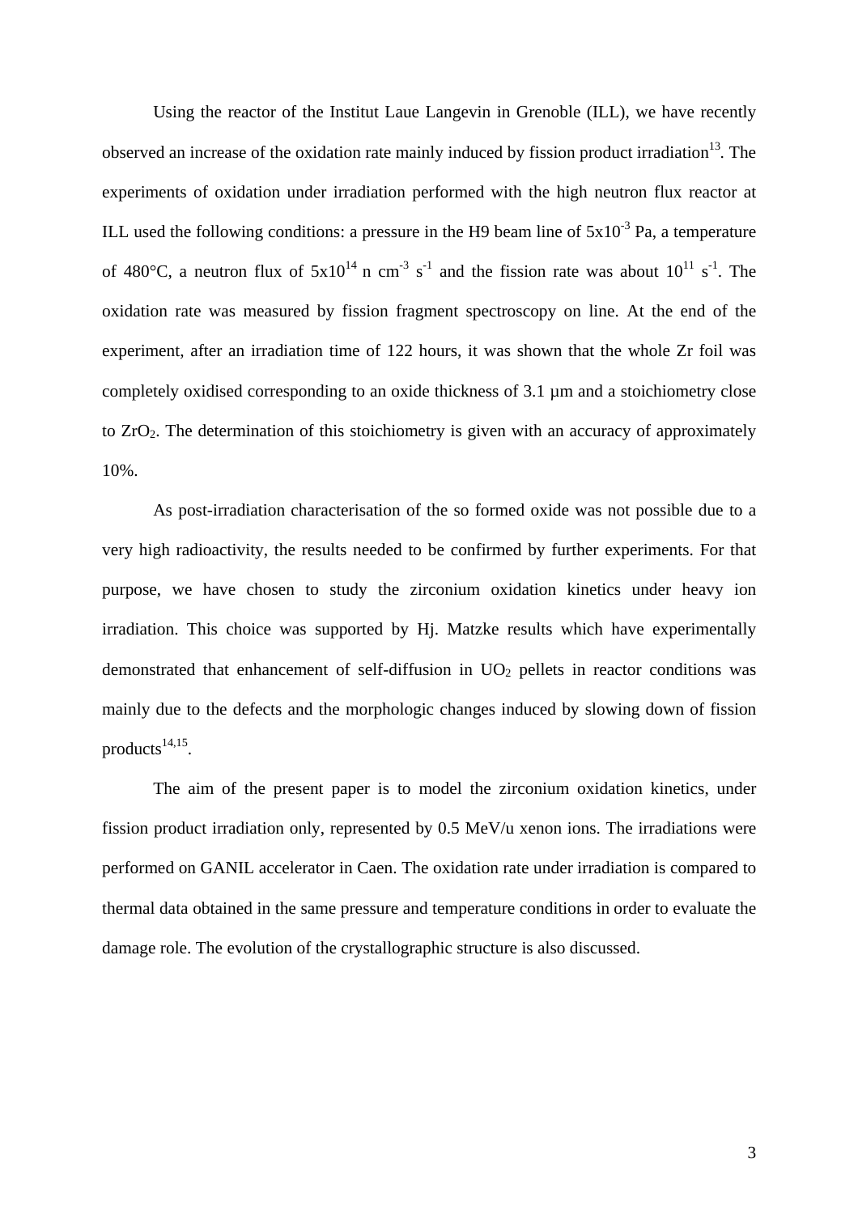Using the reactor of the Institut Laue Langevin in Grenoble (ILL), we have recently observed an increase of the oxidation rate mainly induced by fission product irradiation[13]. The experiments of oxidation under irradiation performed with the high neutron flux reactor at ILL used the following conditions: a pressure in the H9 beam line of $5x10^{-3}$ Pa, a temperature of 480°C, a neutron flux of $5x10^{14}$ n $cm^{-3}$ $s^{-1}$ and the fission rate was about $10^{11}$ $s^{-1}$. The oxidation rate was measured by fission fragment spectroscopy on line. At the end of the experiment, after an irradiation time of 122 hours, it was shown that the whole Zr foil was completely oxidised corresponding to an oxide thickness of 3.1 µm and a stoichiometry close to $ZrO_2$. The determination of this stoichiometry is given with an accuracy of approximately 10%.

As post-irradiation characterisation of the so formed oxide was not possible due to a very high radioactivity, the results needed to be confirmed by further experiments. For that purpose, we have chosen to study the zirconium oxidation kinetics under heavy ion irradiation. This choice was supported by Hj. Matzke results which have experimentally demonstrated that enhancement of self-diffusion in $UO_2$ pellets in reactor conditions was mainly due to the defects and the morphologic changes induced by slowing down of fission products[14,15].

The aim of the present paper is to model the zirconium oxidation kinetics, under fission product irradiation only, represented by 0.5 MeV/u xenon ions. The irradiations were performed on GANIL accelerator in Caen. The oxidation rate under irradiation is compared to thermal data obtained in the same pressure and temperature conditions in order to evaluate the damage role. The evolution of the crystallographic structure is also discussed.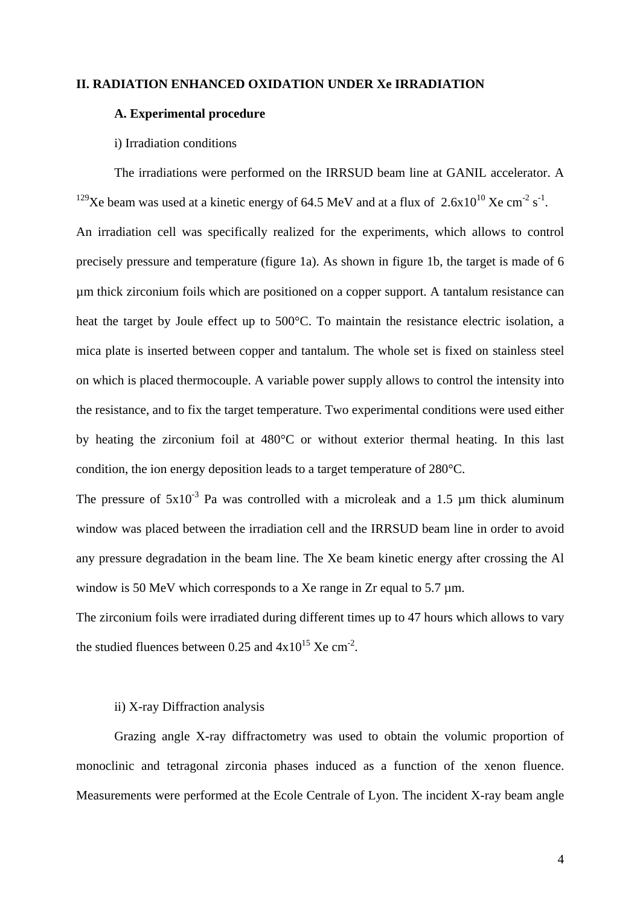## II. RADIATION ENHANCED OXIDATION UNDER Xe IRRADIATION

### A. Experimental procedure

i) Irradiation conditions

The irradiations were performed on the IRRSUD beam line at GANIL accelerator. A $^{129}$Xe beam was used at a kinetic energy of 64.5 MeV and at a flux of $2.6 \times 10^{10}$ Xe cm$^{-2}$ s$^{-1}$. An irradiation cell was specifically realized for the experiments, which allows to control precisely pressure and temperature (figure 1a). As shown in figure 1b, the target is made of 6 µm thick zirconium foils which are positioned on a copper support. A tantalum resistance can heat the target by Joule effect up to 500°C. To maintain the resistance electric isolation, a mica plate is inserted between copper and tantalum. The whole set is fixed on stainless steel on which is placed thermocouple. A variable power supply allows to control the intensity into the resistance, and to fix the target temperature. Two experimental conditions were used either by heating the zirconium foil at 480°C or without exterior thermal heating. In this last condition, the ion energy deposition leads to a target temperature of 280°C.

The pressure of $5 \times 10^{-3}$ Pa was controlled with a microleak and a 1.5 µm thick aluminum window was placed between the irradiation cell and the IRRSUD beam line in order to avoid any pressure degradation in the beam line. The Xe beam kinetic energy after crossing the Al window is 50 MeV which corresponds to a Xe range in Zr equal to 5.7 µm.

The zirconium foils were irradiated during different times up to 47 hours which allows to vary the studied fluences between 0.25 and $4 \times 10^{15}$ Xe cm$^{-2}$.

ii) X-ray Diffraction analysis

Grazing angle X-ray diffractometry was used to obtain the volumic proportion of monoclinic and tetragonal zirconia phases induced as a function of the xenon fluence. Measurements were performed at the Ecole Centrale of Lyon. The incident X-ray beam angle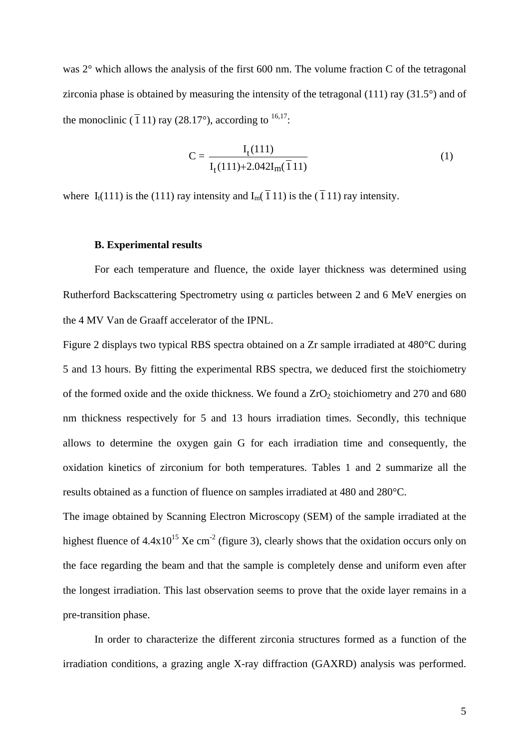was 2° which allows the analysis of the first 600 nm. The volume fraction C of the tetragonal zirconia phase is obtained by measuring the intensity of the tetragonal (111) ray (31.5°) and of the monoclinic ($\bar{1}11$) ray (28.17°), according to [16,17]:

$$C = \frac{I_t(111)}{I_t(111) + 2.042 I_m(\bar{1}11)} \quad (1)$$

where $I_t(111)$ is the (111) ray intensity and $I_m(\bar{1}11)$ is the ($\bar{1}11$) ray intensity.

### B. Experimental results

For each temperature and fluence, the oxide layer thickness was determined using Rutherford Backscattering Spectrometry using $\alpha$ particles between 2 and 6 MeV energies on the 4 MV Van de Graaff accelerator of the IPNL.

Figure 2 displays two typical RBS spectra obtained on a Zr sample irradiated at 480°C during 5 and 13 hours. By fitting the experimental RBS spectra, we deduced first the stoichiometry of the formed oxide and the oxide thickness. We found a $ZrO_2$ stoichiometry and 270 and 680 nm thickness respectively for 5 and 13 hours irradiation times. Secondly, this technique allows to determine the oxygen gain G for each irradiation time and consequently, the oxidation kinetics of zirconium for both temperatures. Tables 1 and 2 summarize all the results obtained as a function of fluence on samples irradiated at 480 and 280°C.

The image obtained by Scanning Electron Microscopy (SEM) of the sample irradiated at the highest fluence of $4.4 \times 10^{15}$ Xe cm$^{-2}$ (figure 3), clearly shows that the oxidation occurs only on the face regarding the beam and that the sample is completely dense and uniform even after the longest irradiation. This last observation seems to prove that the oxide layer remains in a pre-transition phase.

In order to characterize the different zirconia structures formed as a function of the irradiation conditions, a grazing angle X-ray diffraction (GAXRD) analysis was performed.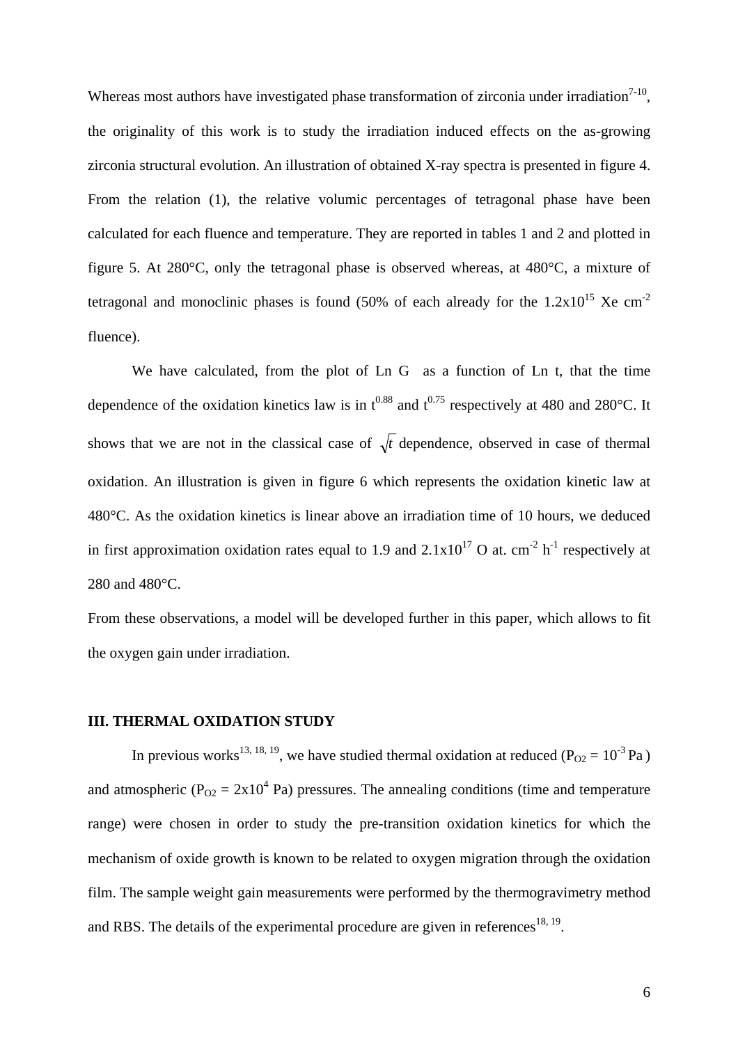Whereas most authors have investigated phase transformation of zirconia under irradiation[7-10], the originality of this work is to study the irradiation induced effects on the as-growing zirconia structural evolution. An illustration of obtained X-ray spectra is presented in figure 4. From the relation (1), the relative volumic percentages of tetragonal phase have been calculated for each fluence and temperature. They are reported in tables 1 and 2 and plotted in figure 5. At 280°C, only the tetragonal phase is observed whereas, at 480°C, a mixture of tetragonal and monoclinic phases is found (50% of each already for the $1.2 \times 10^{15}$ Xe $cm^{-2}$ fluence).

We have calculated, from the plot of Ln G as a function of Ln t, that the time dependence of the oxidation kinetics law is in $t^{0.88}$ and $t^{0.75}$ respectively at 480 and 280°C. It shows that we are not in the classical case of $\sqrt{t}$ dependence, observed in case of thermal oxidation. An illustration is given in figure 6 which represents the oxidation kinetic law at 480°C. As the oxidation kinetics is linear above an irradiation time of 10 hours, we deduced in first approximation oxidation rates equal to 1.9 and $2.1 \times 10^{17}$ O at. $cm^{-2}$ $h^{-1}$ respectively at 280 and 480°C.

From these observations, a model will be developed further in this paper, which allows to fit the oxygen gain under irradiation.

## III. THERMAL OXIDATION STUDY

In previous works[13, 18, 19], we have studied thermal oxidation at reduced ($P_{O2} = 10^{-3}$ Pa) and atmospheric ($P_{O2} = 2 \times 10^{4}$ Pa) pressures. The annealing conditions (time and temperature range) were chosen in order to study the pre-transition oxidation kinetics for which the mechanism of oxide growth is known to be related to oxygen migration through the oxidation film. The sample weight gain measurements were performed by the thermogravimetry method and RBS. The details of the experimental procedure are given in references[18, 19].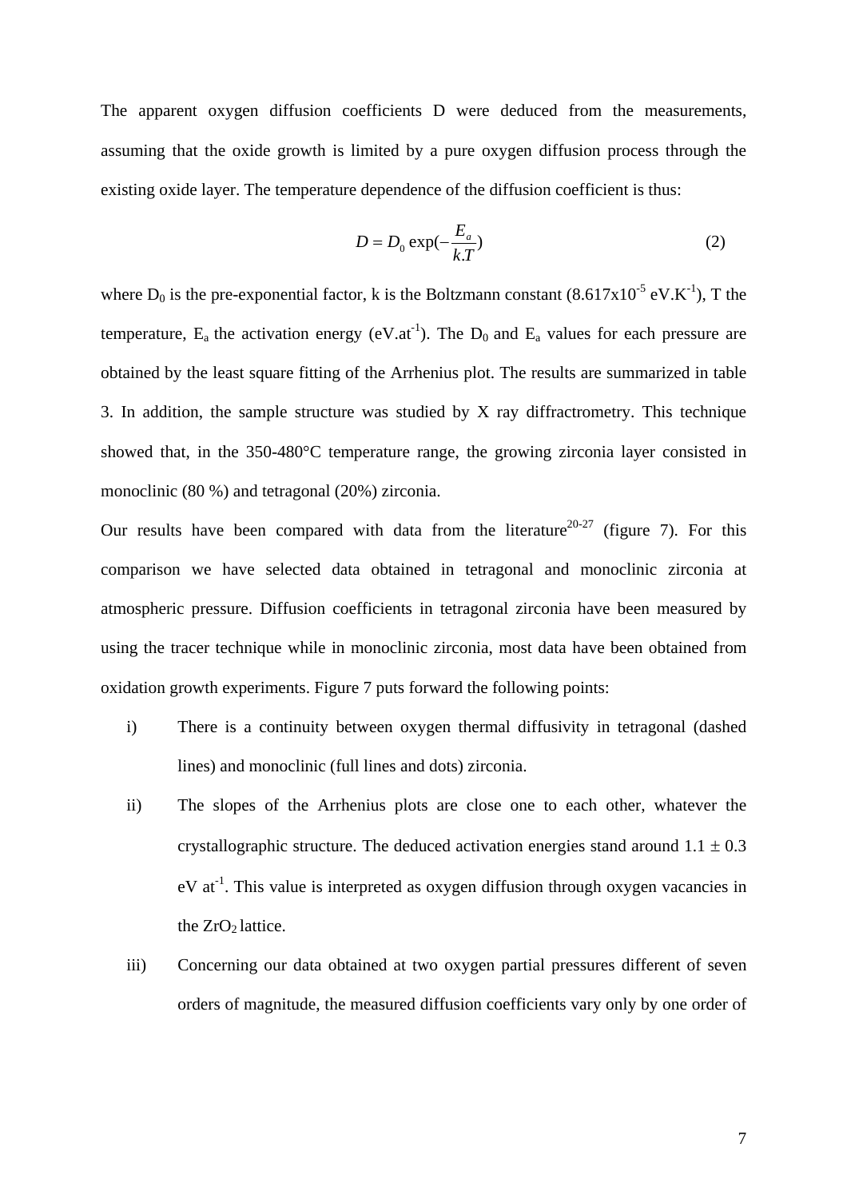The apparent oxygen diffusion coefficients D were deduced from the measurements, assuming that the oxide growth is limited by a pure oxygen diffusion process through the existing oxide layer. The temperature dependence of the diffusion coefficient is thus:

$$D = D_0 \exp(-\frac{E_a}{k.T}) \qquad (2)$$

where $D_0$ is the pre-exponential factor, k is the Boltzmann constant ($8.617 \times 10^{-5}$ eV.K$^{-1}$), T the temperature, $E_a$ the activation energy (eV.at$^{-1}$). The $D_0$ and $E_a$ values for each pressure are obtained by the least square fitting of the Arrhenius plot. The results are summarized in table 3. In addition, the sample structure was studied by X ray diffractrometry. This technique showed that, in the 350-480°C temperature range, the growing zirconia layer consisted in monoclinic (80 %) and tetragonal (20%) zirconia.

Our results have been compared with data from the literature[20-27] (figure 7). For this comparison we have selected data obtained in tetragonal and monoclinic zirconia at atmospheric pressure. Diffusion coefficients in tetragonal zirconia have been measured by using the tracer technique while in monoclinic zirconia, most data have been obtained from oxidation growth experiments. Figure 7 puts forward the following points:

i) There is a continuity between oxygen thermal diffusivity in tetragonal (dashed lines) and monoclinic (full lines and dots) zirconia.

ii) The slopes of the Arrhenius plots are close one to each other, whatever the crystallographic structure. The deduced activation energies stand around 1.1 ± 0.3 eV at$^{-1}$. This value is interpreted as oxygen diffusion through oxygen vacancies in the $ZrO_2$ lattice.

iii) Concerning our data obtained at two oxygen partial pressures different of seven orders of magnitude, the measured diffusion coefficients vary only by one order of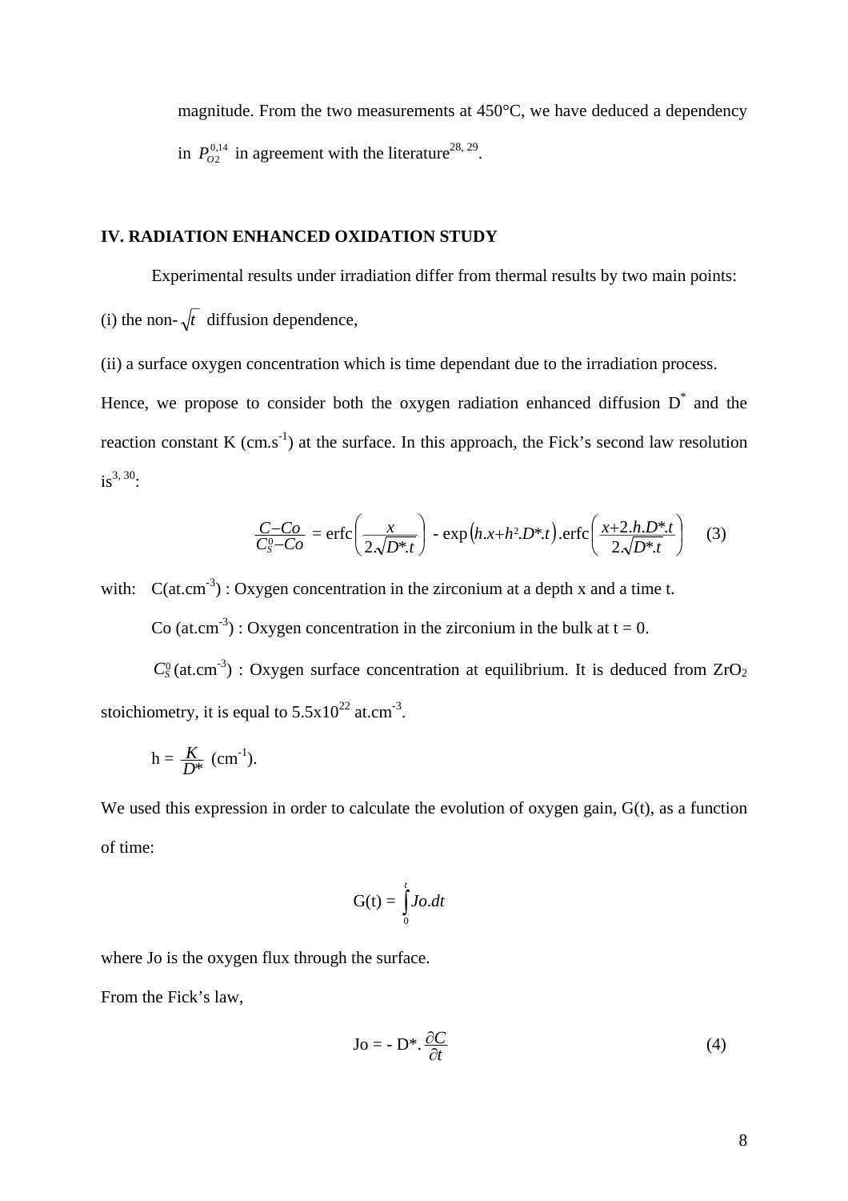magnitude. From the two measurements at 450°C, we have deduced a dependency in $P_{O2}^{0,14}$ in agreement with the literature[28, 29].

## IV. RADIATION ENHANCED OXIDATION STUDY

Experimental results under irradiation differ from thermal results by two main points:

(i) the non-$\sqrt{t}$ diffusion dependence,

(ii) a surface oxygen concentration which is time dependant due to the irradiation process.

Hence, we propose to consider both the oxygen radiation enhanced diffusion $D^*$ and the reaction constant K (cm.s$^{-1}$) at the surface. In this approach, the Fick's second law resolution is[3, 30]:

$$\frac{C - Co}{C_S^0 - Co} = \text{erfc}\left(\frac{x}{2.\sqrt{D^*.t}}\right) - \exp\left(h.x + h^2.D^*.t\right).\text{erfc}\left(\frac{x + 2.h.D^*.t}{2.\sqrt{D^*.t}}\right) \quad (3)$$

with: C(at.cm$^{-3}$) : Oxygen concentration in the zirconium at a depth x and a time t.

Co (at.cm$^{-3}$) : Oxygen concentration in the zirconium in the bulk at t = 0.

$C_S^0$ (at.cm$^{-3}$) : Oxygen surface concentration at equilibrium. It is deduced from $ZrO_2$ stoichiometry, it is equal to 5.5x10$^{22}$ at.cm$^{-3}$.

h = $\frac{K}{D^*}$ (cm$^{-1}$).

We used this expression in order to calculate the evolution of oxygen gain, G(t), as a function of time:

$$G(t) = \int_0^t Jo.dt$$

where Jo is the oxygen flux through the surface.

From the Fick's law,

$$Jo = - D^*.\frac{\partial C}{\partial t} \quad (4)$$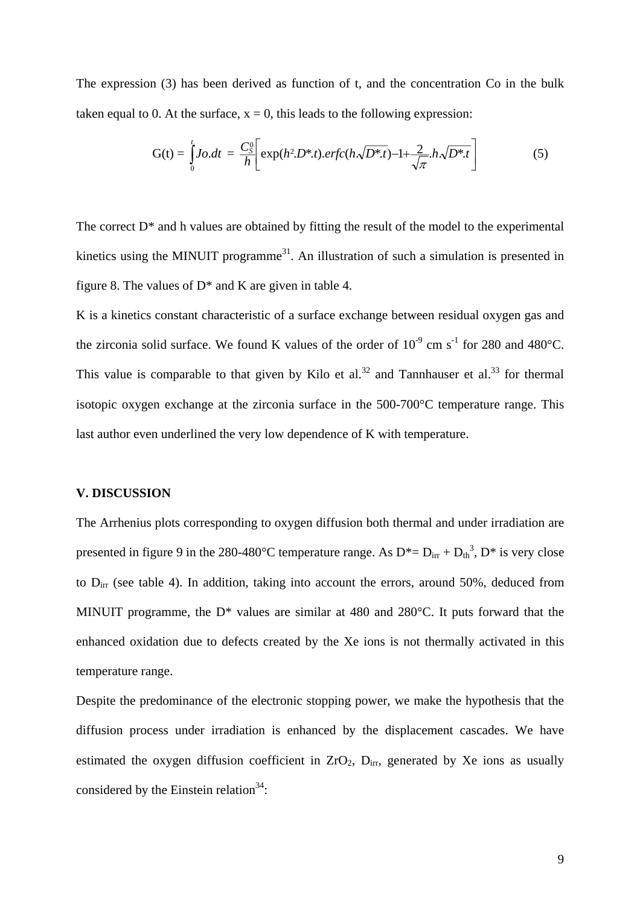The expression (3) has been derived as function of t, and the concentration Co in the bulk taken equal to 0. At the surface, x = 0, this leads to the following expression:

$$G(t) = \int_0^t Jo.dt = \frac{C_S^0}{h}\left[\exp(h^2.D^*.t).erfc(h.\sqrt{D^*.t}) - 1 + \frac{2}{\sqrt{\pi}}.h.\sqrt{D^*.t}\right] \tag{5}$$

The correct D* and h values are obtained by fitting the result of the model to the experimental kinetics using the MINUIT programme[31]. An illustration of such a simulation is presented in figure 8. The values of D* and K are given in table 4.

K is a kinetics constant characteristic of a surface exchange between residual oxygen gas and the zirconia solid surface. We found K values of the order of $10^{-9}$ cm $s^{-1}$ for 280 and 480°C. This value is comparable to that given by Kilo et al.[32] and Tannhauser et al.[33] for thermal isotopic oxygen exchange at the zirconia surface in the 500-700°C temperature range. This last author even underlined the very low dependence of K with temperature.

## V. DISCUSSION

The Arrhenius plots corresponding to oxygen diffusion both thermal and under irradiation are presented in figure 9 in the 280-480°C temperature range. As $D^* = D_{irr} + D_{th}$[3], D* is very close to $D_{irr}$ (see table 4). In addition, taking into account the errors, around 50%, deduced from MINUIT programme, the D* values are similar at 480 and 280°C. It puts forward that the enhanced oxidation due to defects created by the Xe ions is not thermally activated in this temperature range.

Despite the predominance of the electronic stopping power, we make the hypothesis that the diffusion process under irradiation is enhanced by the displacement cascades. We have estimated the oxygen diffusion coefficient in $ZrO_2$, $D_{irr}$, generated by Xe ions as usually considered by the Einstein relation[34]: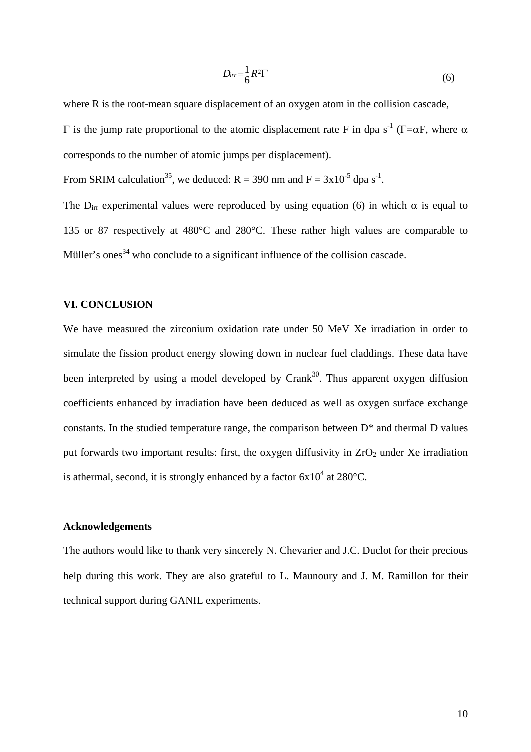$$D_{irr} = \frac{1}{6} R^2 \Gamma \tag{6}$$

where R is the root-mean square displacement of an oxygen atom in the collision cascade,

$\Gamma$ is the jump rate proportional to the atomic displacement rate F in dpa $s^{-1}$ ($\Gamma = \alpha F$, where $\alpha$ corresponds to the number of atomic jumps per displacement).

From SRIM calculation[35], we deduced: R = 390 nm and F = $3 \times 10^{-5}$ dpa $s^{-1}$.

The $D_{irr}$ experimental values were reproduced by using equation (6) in which $\alpha$ is equal to 135 or 87 respectively at 480°C and 280°C. These rather high values are comparable to Müller's ones[34] who conclude to a significant influence of the collision cascade.

## VI. CONCLUSION

We have measured the zirconium oxidation rate under 50 MeV Xe irradiation in order to simulate the fission product energy slowing down in nuclear fuel claddings. These data have been interpreted by using a model developed by Crank[30]. Thus apparent oxygen diffusion coefficients enhanced by irradiation have been deduced as well as oxygen surface exchange constants. In the studied temperature range, the comparison between D* and thermal D values put forwards two important results: first, the oxygen diffusivity in $ZrO_2$ under Xe irradiation is athermal, second, it is strongly enhanced by a factor $6 \times 10^4$ at 280°C.

### Acknowledgements

The authors would like to thank very sincerely N. Chevarier and J.C. Duclot for their precious help during this work. They are also grateful to L. Maunoury and J. M. Ramillon for their technical support during GANIL experiments.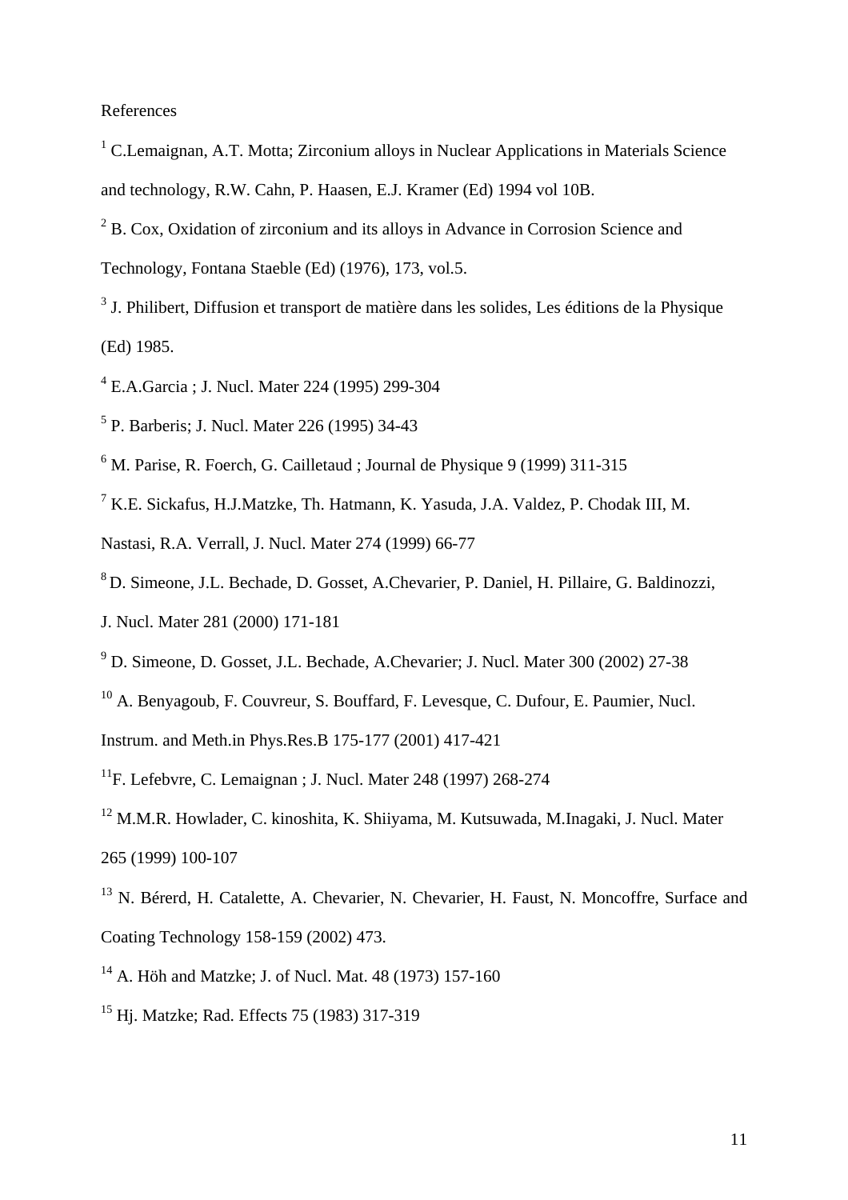References

[1] C.Lemaignan, A.T. Motta; Zirconium alloys in Nuclear Applications in Materials Science and technology, R.W. Cahn, P. Haasen, E.J. Kramer (Ed) 1994 vol 10B.

[2] B. Cox, Oxidation of zirconium and its alloys in Advance in Corrosion Science and Technology, Fontana Staeble (Ed) (1976), 173, vol.5.

[3] J. Philibert, Diffusion et transport de matière dans les solides, Les éditions de la Physique (Ed) 1985.

[4] E.A.Garcia ; J. Nucl. Mater 224 (1995) 299-304

[5] P. Barberis; J. Nucl. Mater 226 (1995) 34-43

[6] M. Parise, R. Foerch, G. Cailletaud ; Journal de Physique 9 (1999) 311-315

[7] K.E. Sickafus, H.J.Matzke, Th. Hatmann, K. Yasuda, J.A. Valdez, P. Chodak III, M. Nastasi, R.A. Verrall, J. Nucl. Mater 274 (1999) 66-77

[8] D. Simeone, J.L. Bechade, D. Gosset, A.Chevarier, P. Daniel, H. Pillaire, G. Baldinozzi, J. Nucl. Mater 281 (2000) 171-181

[9] D. Simeone, D. Gosset, J.L. Bechade, A.Chevarier; J. Nucl. Mater 300 (2002) 27-38

[10] A. Benyagoub, F. Couvreur, S. Bouffard, F. Levesque, C. Dufour, E. Paumier, Nucl. Instrum. and Meth.in Phys.Res.B 175-177 (2001) 417-421

[11] F. Lefebvre, C. Lemaignan ; J. Nucl. Mater 248 (1997) 268-274

[12] M.M.R. Howlader, C. kinoshita, K. Shiiyama, M. Kutsuwada, M.Inagaki, J. Nucl. Mater 265 (1999) 100-107

[13] N. Bérerd, H. Catalette, A. Chevarier, N. Chevarier, H. Faust, N. Moncoffre, Surface and Coating Technology 158-159 (2002) 473.

[14] A. Höh and Matzke; J. of Nucl. Mat. 48 (1973) 157-160

[15] Hj. Matzke; Rad. Effects 75 (1983) 317-319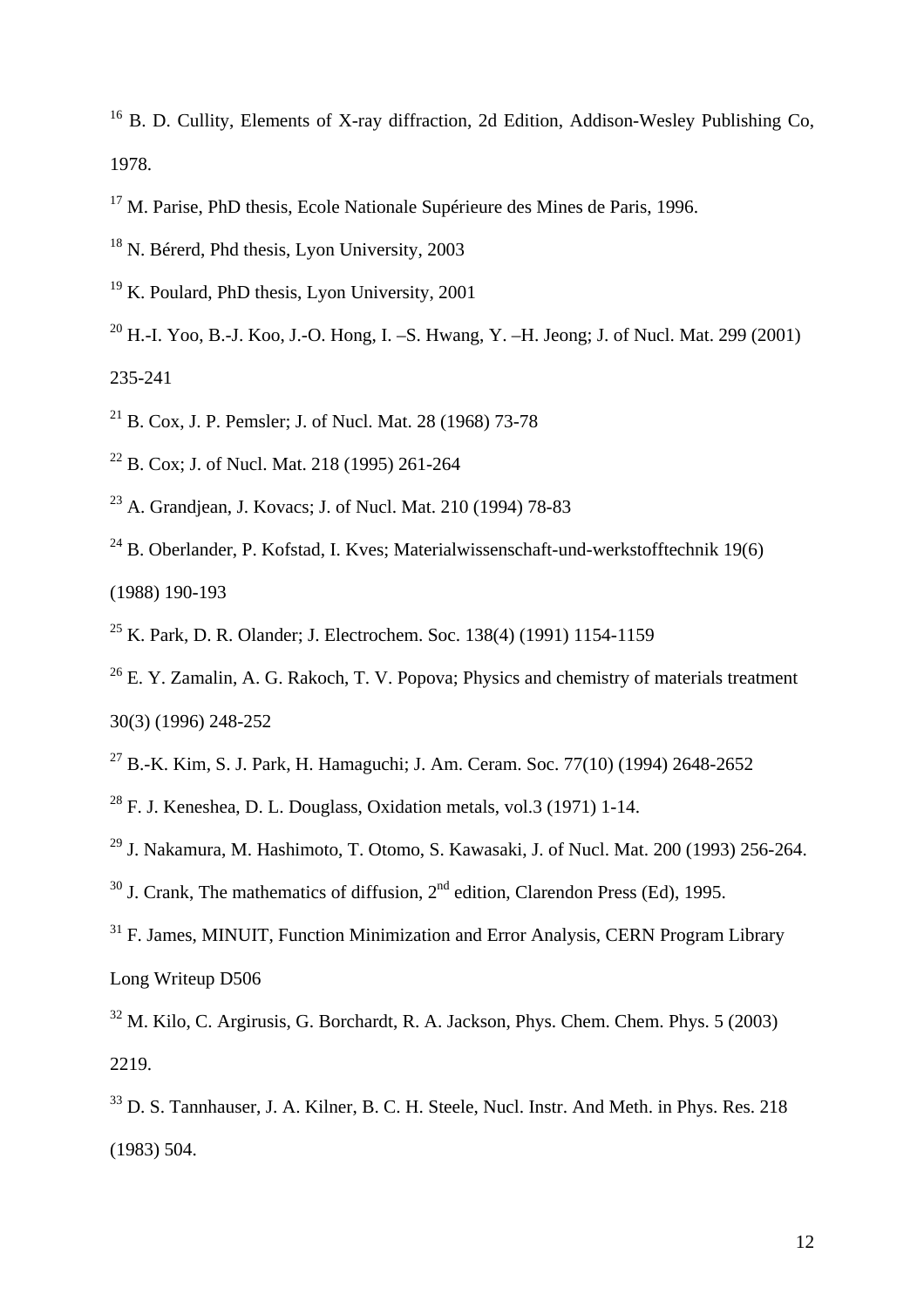[16] B. D. Cullity, Elements of X-ray diffraction, 2d Edition, Addison-Wesley Publishing Co, 1978.

[17] M. Parise, PhD thesis, Ecole Nationale Supérieure des Mines de Paris, 1996.

[18] N. Bérerd, Phd thesis, Lyon University, 2003

[19] K. Poulard, PhD thesis, Lyon University, 2001

[20] H.-I. Yoo, B.-J. Koo, J.-O. Hong, I. –S. Hwang, Y. –H. Jeong; J. of Nucl. Mat. 299 (2001) 235-241

[21] B. Cox, J. P. Pemsler; J. of Nucl. Mat. 28 (1968) 73-78

[22] B. Cox; J. of Nucl. Mat. 218 (1995) 261-264

[23] A. Grandjean, J. Kovacs; J. of Nucl. Mat. 210 (1994) 78-83

[24] B. Oberlander, P. Kofstad, I. Kves; Materialwissenschaft-und-werkstofftechnik 19(6) (1988) 190-193

[25] K. Park, D. R. Olander; J. Electrochem. Soc. 138(4) (1991) 1154-1159

[26] E. Y. Zamalin, A. G. Rakoch, T. V. Popova; Physics and chemistry of materials treatment 30(3) (1996) 248-252

[27] B.-K. Kim, S. J. Park, H. Hamaguchi; J. Am. Ceram. Soc. 77(10) (1994) 2648-2652

[28] F. J. Keneshea, D. L. Douglass, Oxidation metals, vol.3 (1971) 1-14.

[29] J. Nakamura, M. Hashimoto, T. Otomo, S. Kawasaki, J. of Nucl. Mat. 200 (1993) 256-264.

[30] J. Crank, The mathematics of diffusion, 2nd edition, Clarendon Press (Ed), 1995.

[31] F. James, MINUIT, Function Minimization and Error Analysis, CERN Program Library Long Writeup D506

[32] M. Kilo, C. Argirusis, G. Borchardt, R. A. Jackson, Phys. Chem. Chem. Phys. 5 (2003) 2219.

[33] D. S. Tannhauser, J. A. Kilner, B. C. H. Steele, Nucl. Instr. And Meth. in Phys. Res. 218 (1983) 504.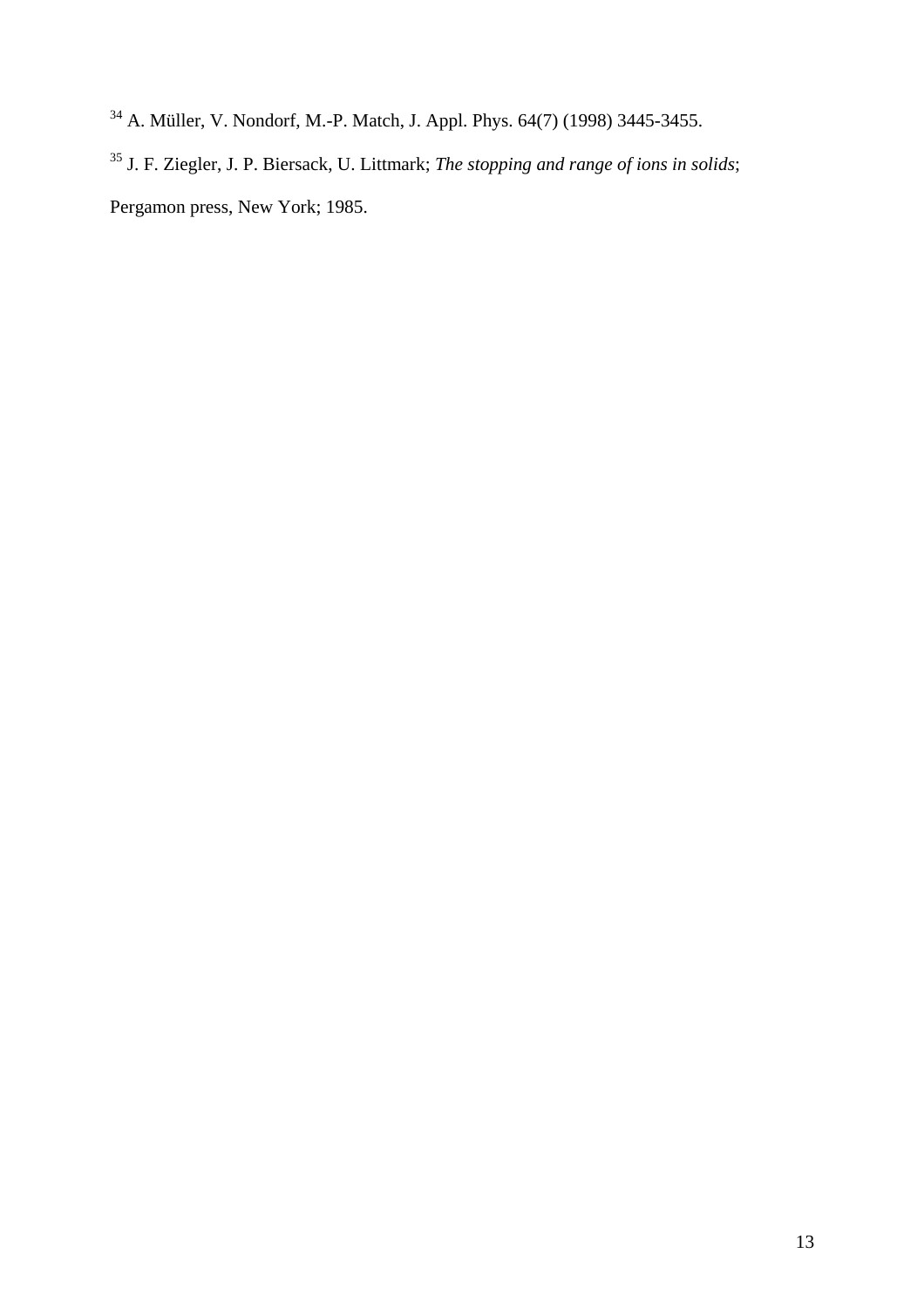[34] A. Müller, V. Nondorf, M.-P. Match, J. Appl. Phys. 64(7) (1998) 3445-3455.

[35] J. F. Ziegler, J. P. Biersack, U. Littmark; *The stopping and range of ions in solids*; Pergamon press, New York; 1985.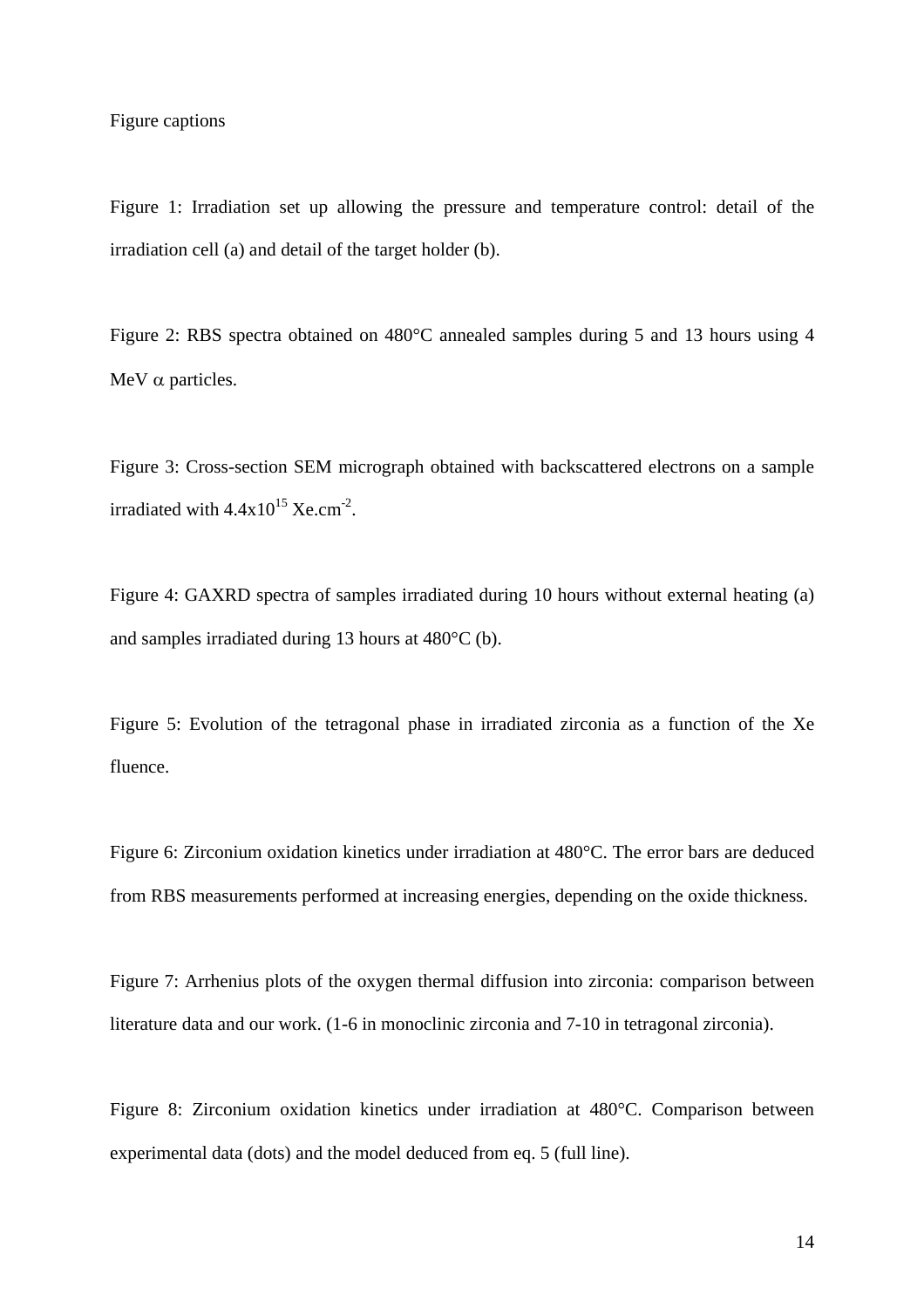Figure captions

Figure 1: Irradiation set up allowing the pressure and temperature control: detail of the irradiation cell (a) and detail of the target holder (b).

Figure 2: RBS spectra obtained on 480°C annealed samples during 5 and 13 hours using 4 MeV $\alpha$ particles.

Figure 3: Cross-section SEM micrograph obtained with backscattered electrons on a sample irradiated with $4.4x10^{15}$ $Xe.cm^{-2}$.

Figure 4: GAXRD spectra of samples irradiated during 10 hours without external heating (a) and samples irradiated during 13 hours at 480°C (b).

Figure 5: Evolution of the tetragonal phase in irradiated zirconia as a function of the Xe fluence.

Figure 6: Zirconium oxidation kinetics under irradiation at 480°C. The error bars are deduced from RBS measurements performed at increasing energies, depending on the oxide thickness.

Figure 7: Arrhenius plots of the oxygen thermal diffusion into zirconia: comparison between literature data and our work. (1-6 in monoclinic zirconia and 7-10 in tetragonal zirconia).

Figure 8: Zirconium oxidation kinetics under irradiation at 480°C. Comparison between experimental data (dots) and the model deduced from eq. 5 (full line).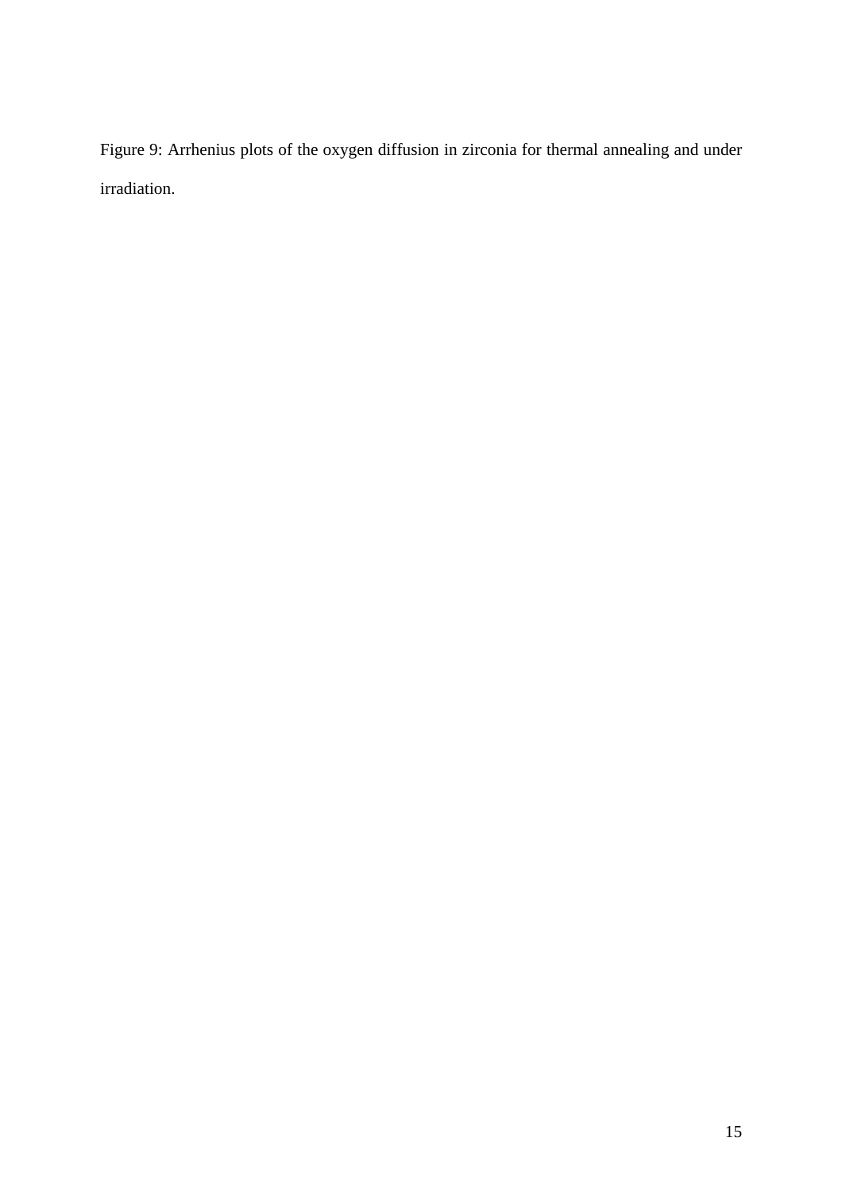Figure 9: Arrhenius plots of the oxygen diffusion in zirconia for thermal annealing and under irradiation.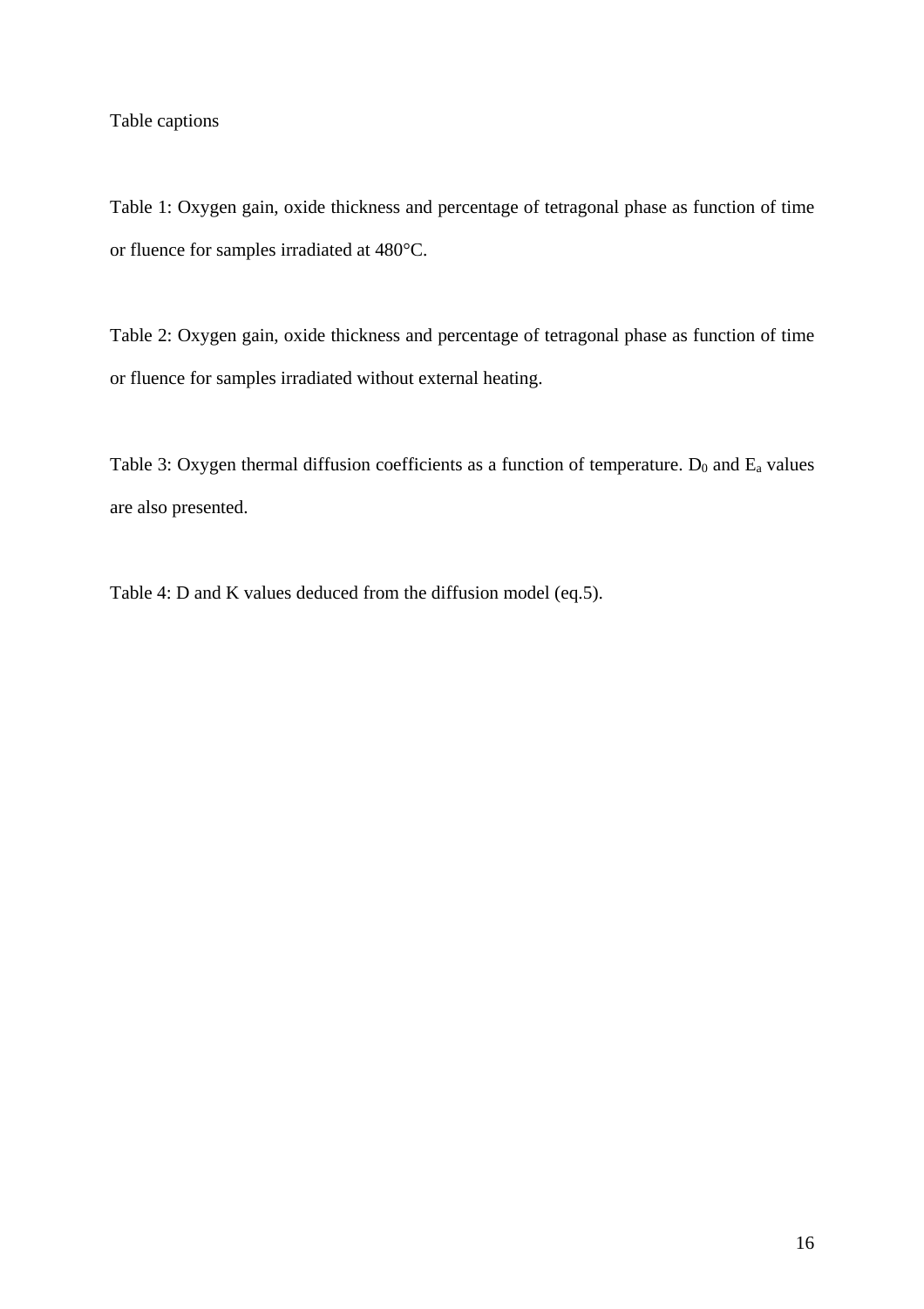Table captions

Table 1: Oxygen gain, oxide thickness and percentage of tetragonal phase as function of time or fluence for samples irradiated at 480°C.

Table 2: Oxygen gain, oxide thickness and percentage of tetragonal phase as function of time or fluence for samples irradiated without external heating.

Table 3: Oxygen thermal diffusion coefficients as a function of temperature. $D_0$ and $E_a$ values are also presented.

Table 4: D and K values deduced from the diffusion model (eq.5).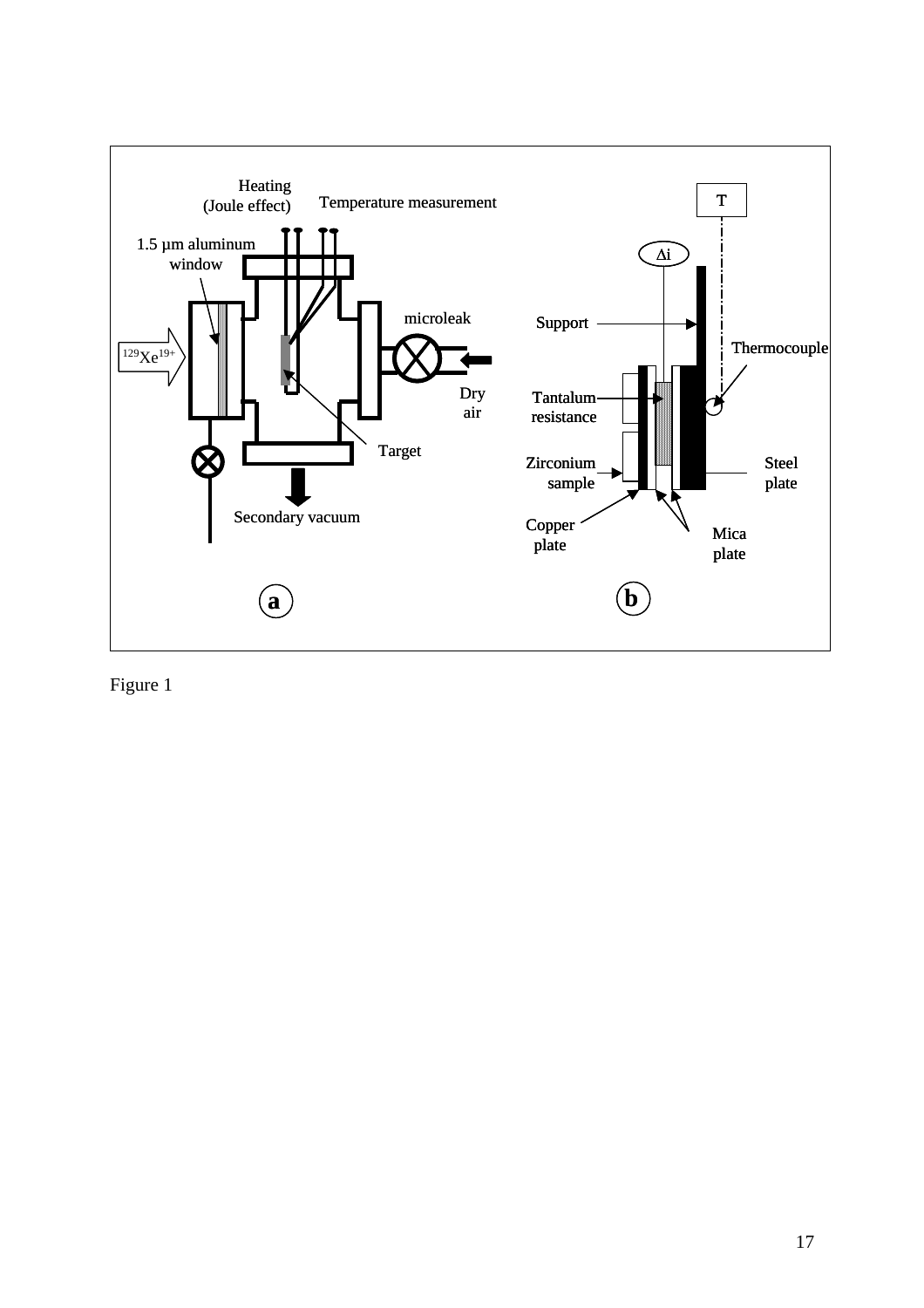Figure 1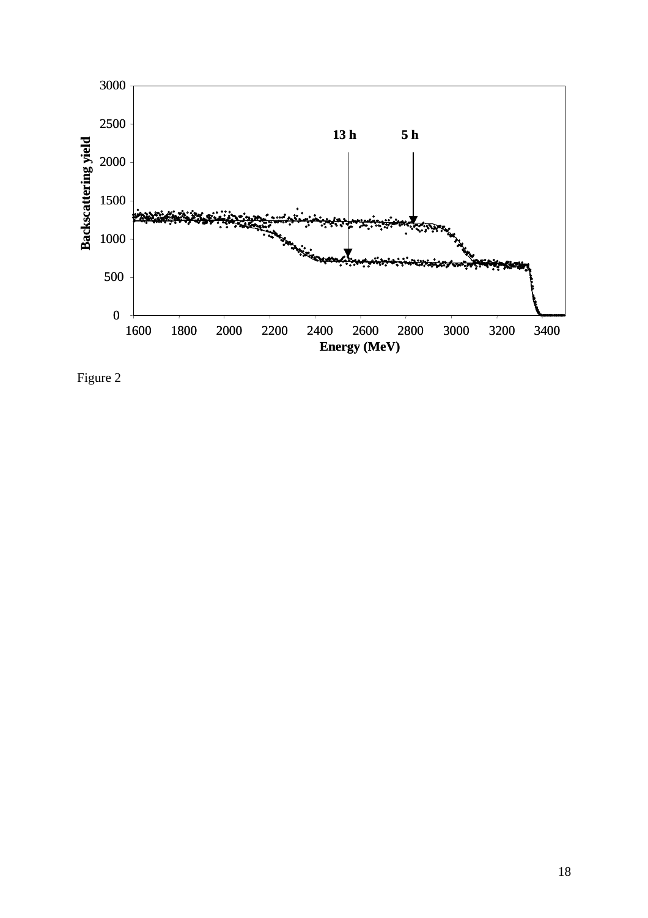Figure 2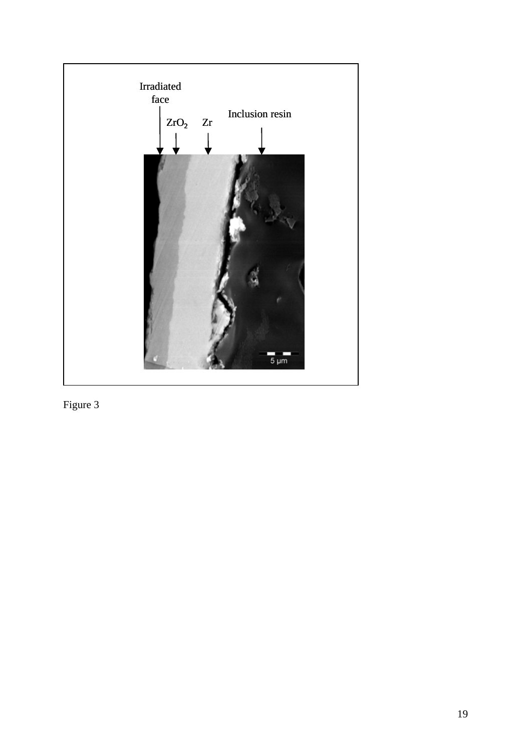Figure 3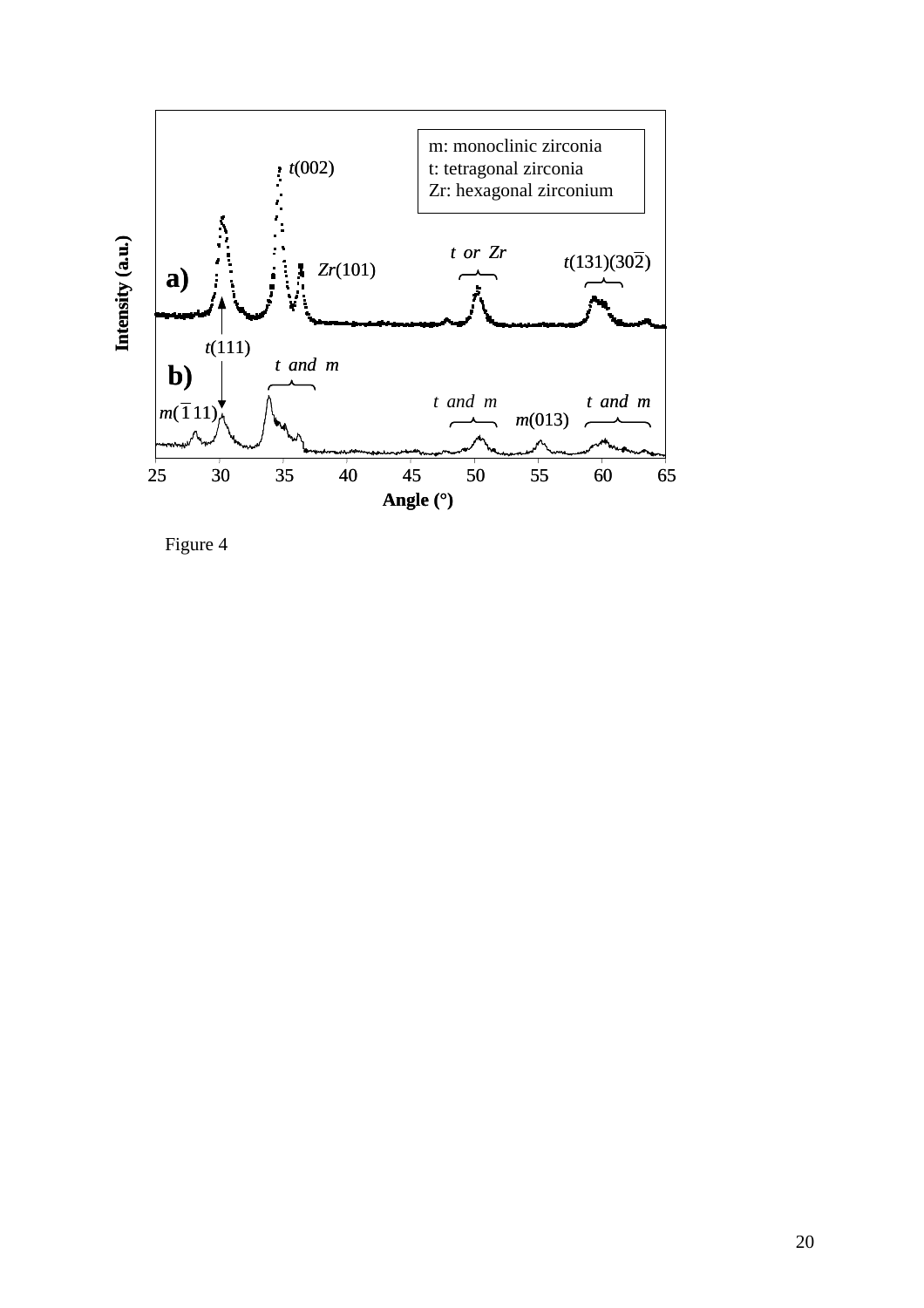Figure 4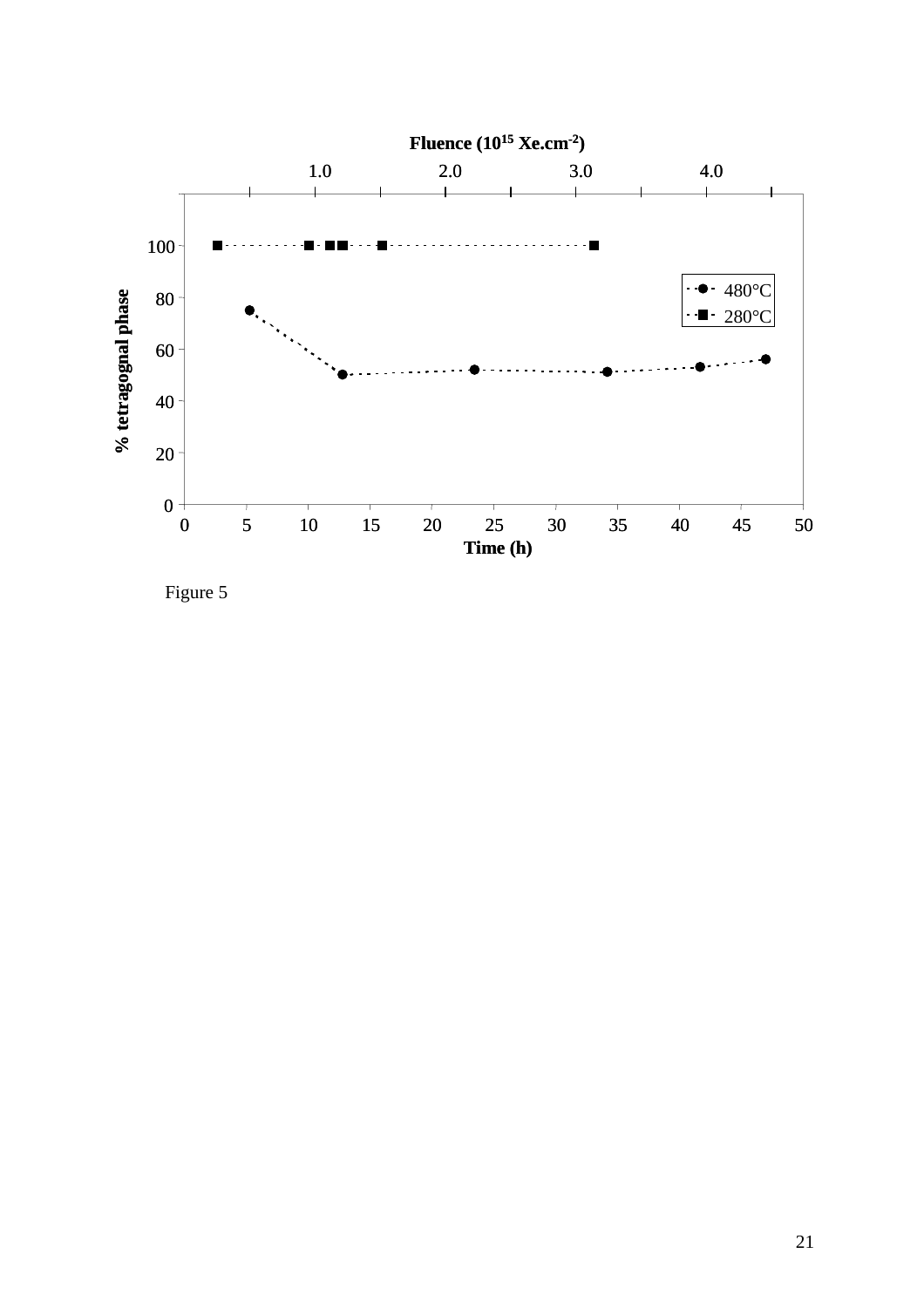Figure 5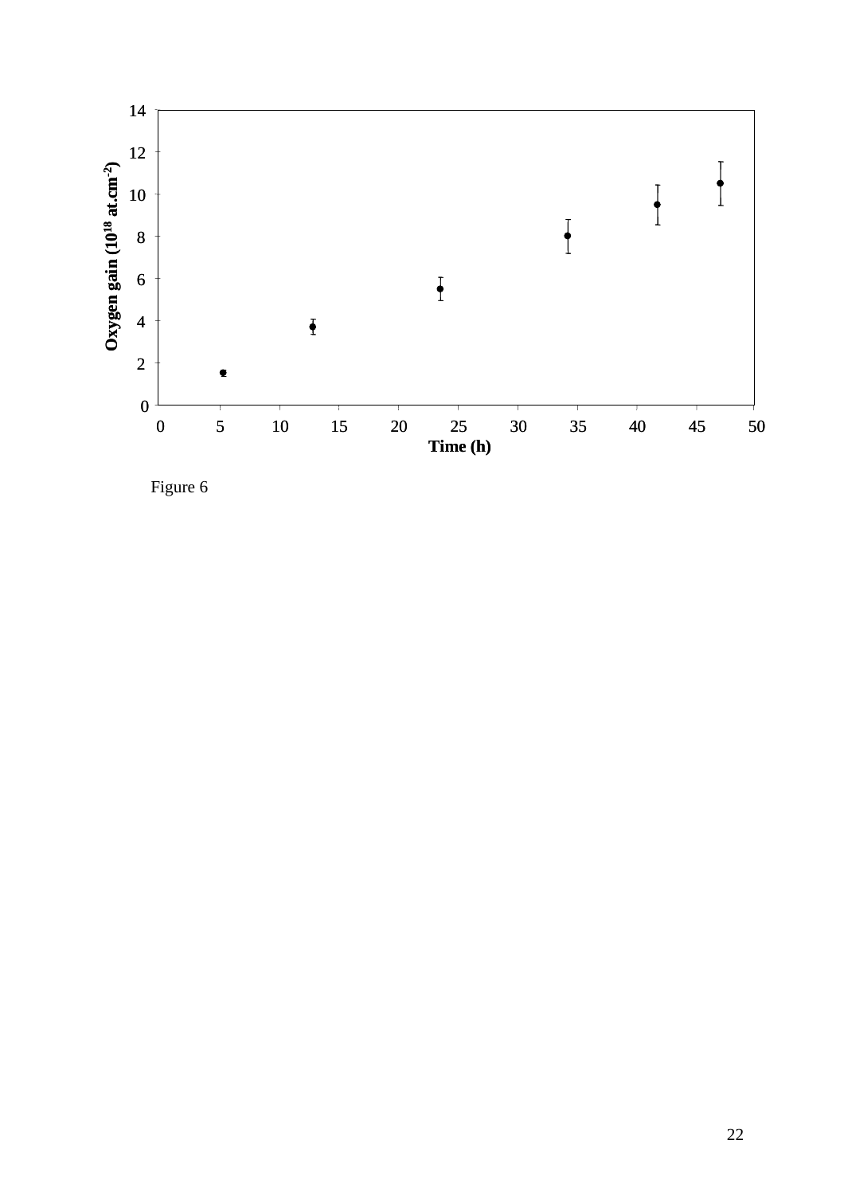Figure 6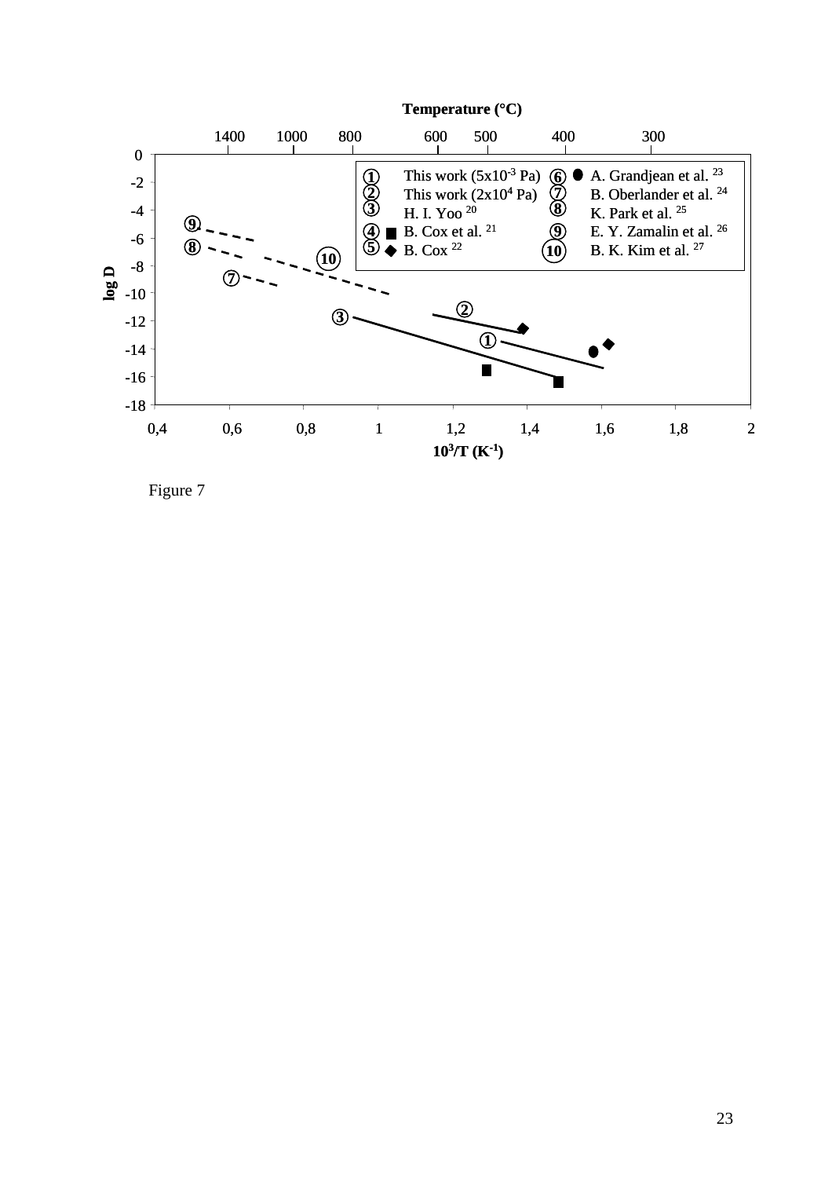Figure 7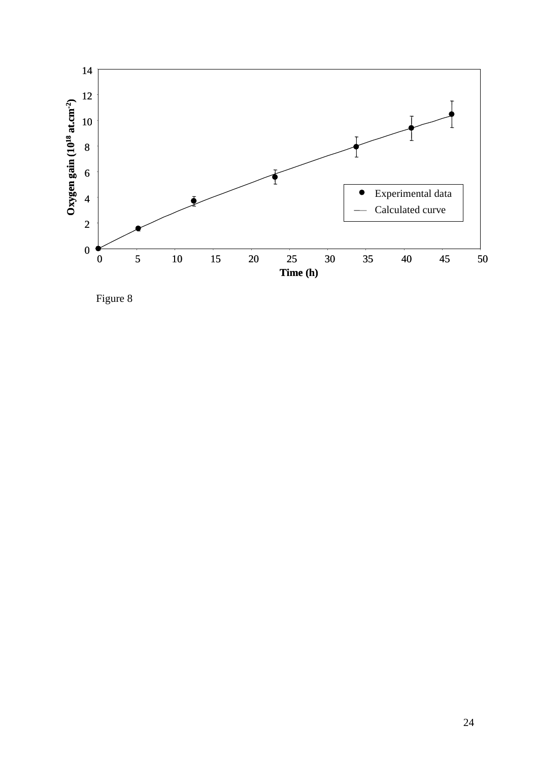Figure 8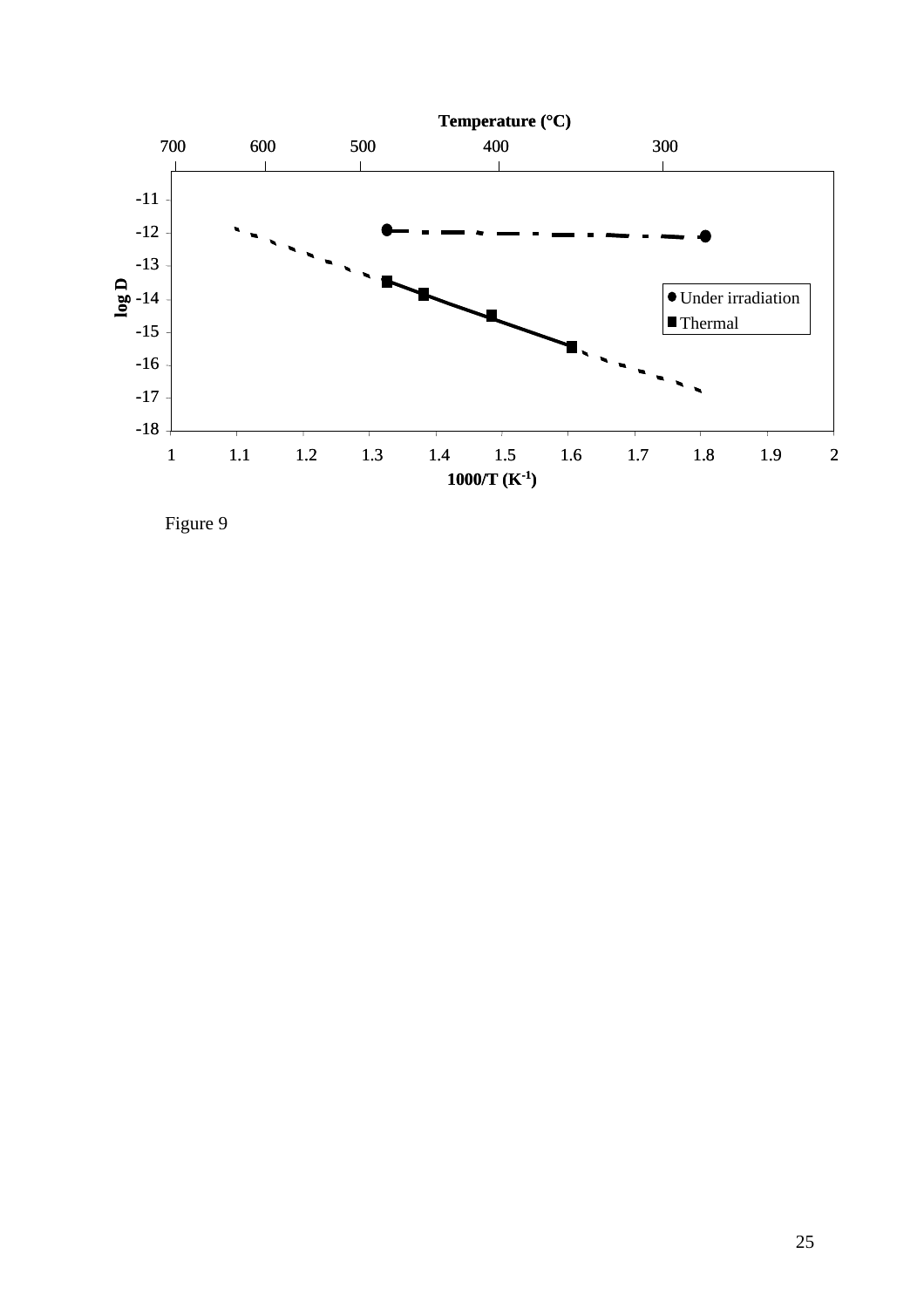Figure 9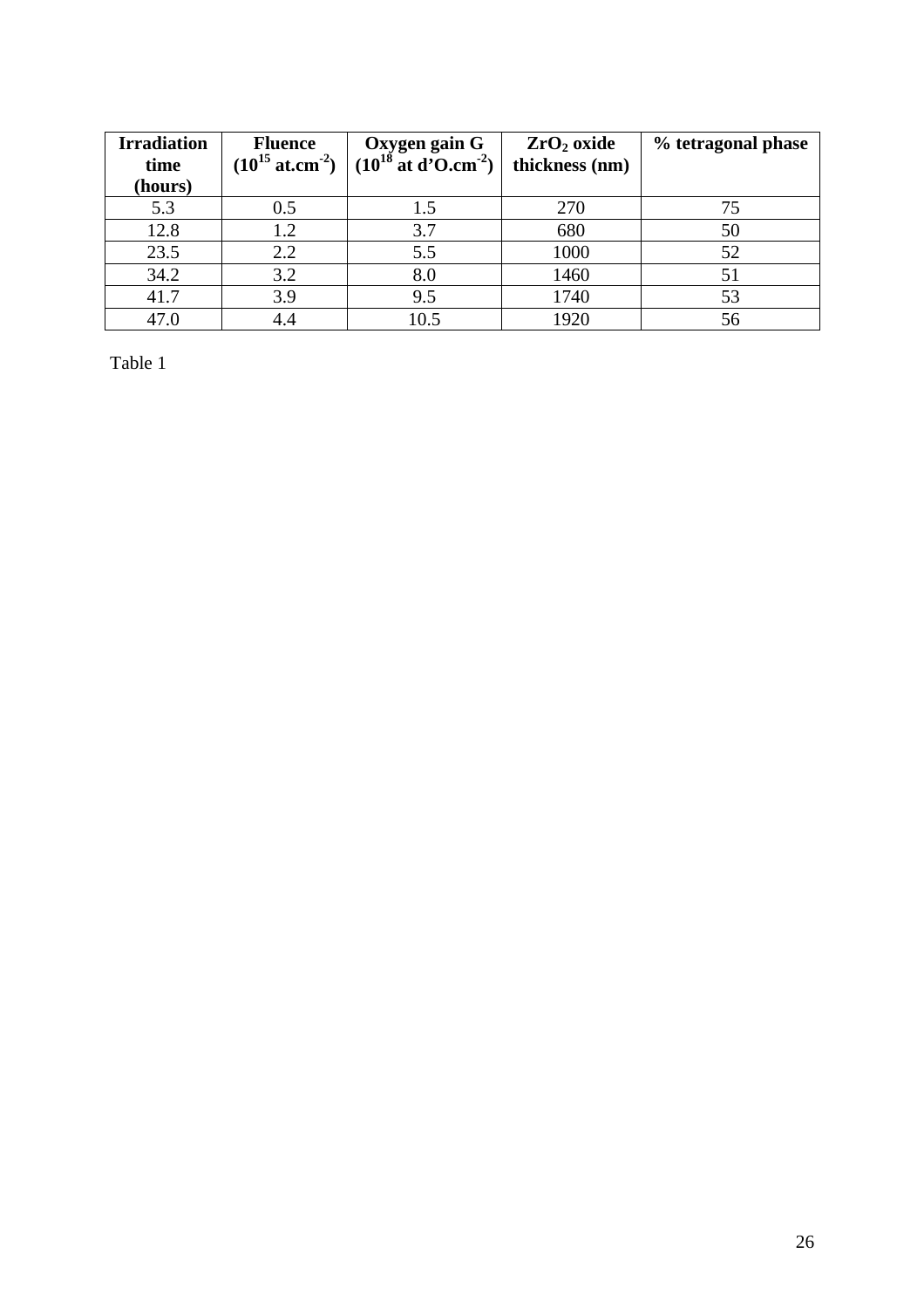| **Irradiation time (hours)** | **Fluence ($10^{15}$ at.cm$^{-2}$)** | **Oxygen gain G ($10^{18}$ at d'O.cm$^{-2}$)** | **$ZrO_2$ oxide thickness (nm)** | **% tetragonal phase** |
|---|---|---|---|---|
| 5.3 | 0.5 | 1.5 | 270 | 75 |
| 12.8 | 1.2 | 3.7 | 680 | 50 |
| 23.5 | 2.2 | 5.5 | 1000 | 52 |
| 34.2 | 3.2 | 8.0 | 1460 | 51 |
| 41.7 | 3.9 | 9.5 | 1740 | 53 |
| 47.0 | 4.4 | 10.5 | 1920 | 56 |

Table 1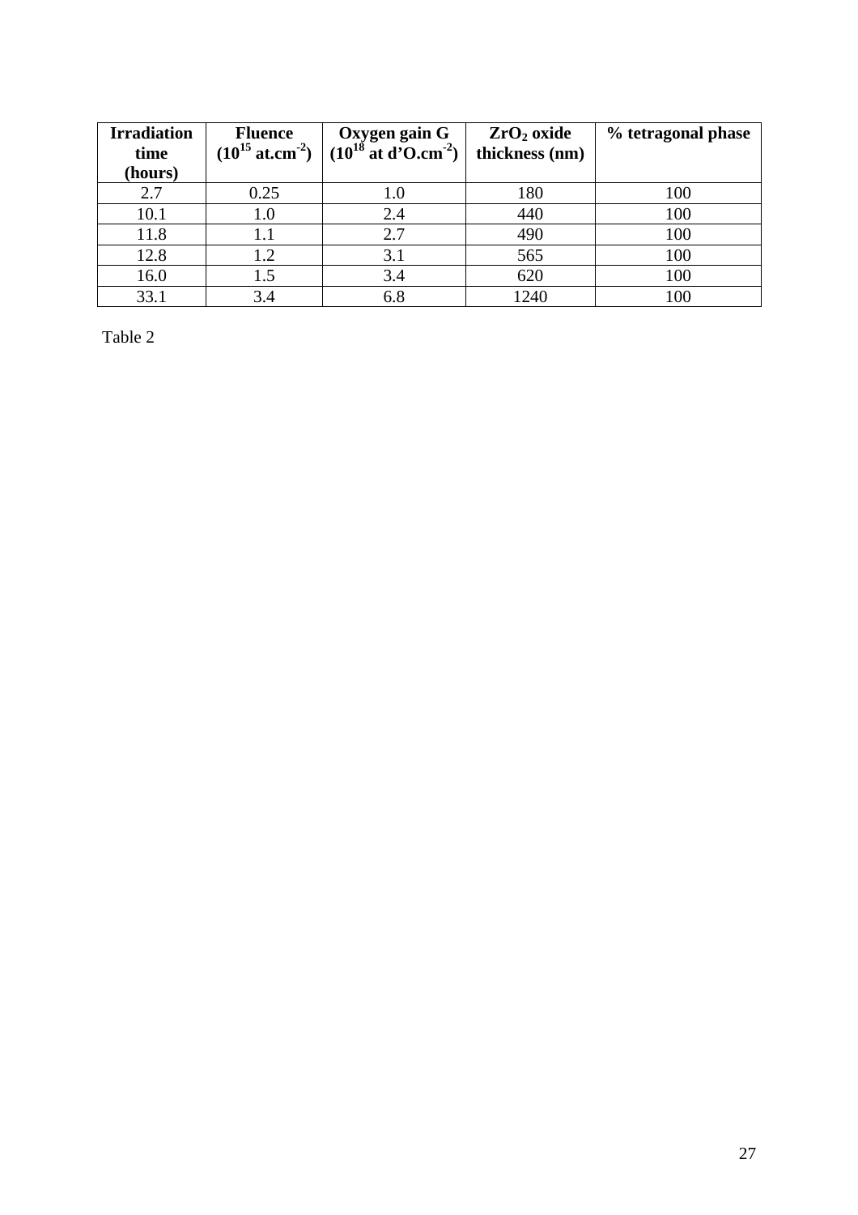| **Irradiation time (hours)** | **Fluence ($10^{15}$ at.cm$^{-2}$)** | **Oxygen gain G ($10^{18}$ at d'O.cm$^{-2}$)** | **$ZrO_2$ oxide thickness (nm)** | **% tetragonal phase** |
|---|---|---|---|---|
| 2.7 | 0.25 | 1.0 | 180 | 100 |
| 10.1 | 1.0 | 2.4 | 440 | 100 |
| 11.8 | 1.1 | 2.7 | 490 | 100 |
| 12.8 | 1.2 | 3.1 | 565 | 100 |
| 16.0 | 1.5 | 3.4 | 620 | 100 |
| 33.1 | 3.4 | 6.8 | 1240 | 100 |

Table 2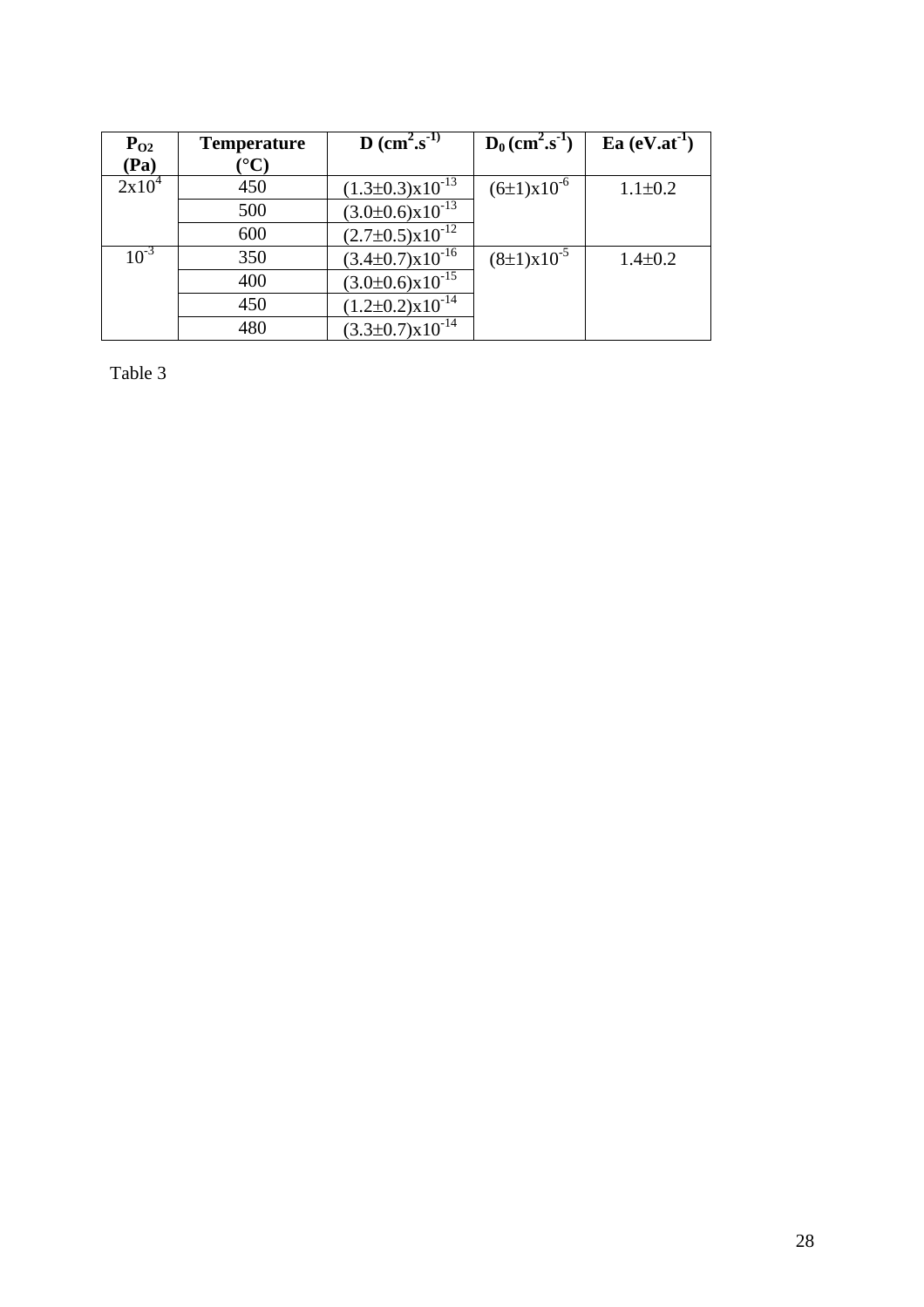| $P_{O2}$ (Pa) | Temperature (°C) | D ($cm^2.s^{-1}$) | $D_0$ ($cm^2.s^{-1}$) | Ea ($eV.at^{-1}$) |
|---|---|---|---|---|
| $2x10^4$ | 450 | $(1.3\pm0.3)x10^{-13}$ | $(6\pm1)x10^{-6}$ | $1.1\pm0.2$ |
| | 500 | $(3.0\pm0.6)x10^{-13}$ | | |
| | 600 | $(2.7\pm0.5)x10^{-12}$ | | |
| $10^{-3}$ | 350 | $(3.4\pm0.7)x10^{-16}$ | $(8\pm1)x10^{-5}$ | $1.4\pm0.2$ |
| | 400 | $(3.0\pm0.6)x10^{-15}$ | | |
| | 450 | $(1.2\pm0.2)x10^{-14}$ | | |
| | 480 | $(3.3\pm0.7)x10^{-14}$ | | |

Table 3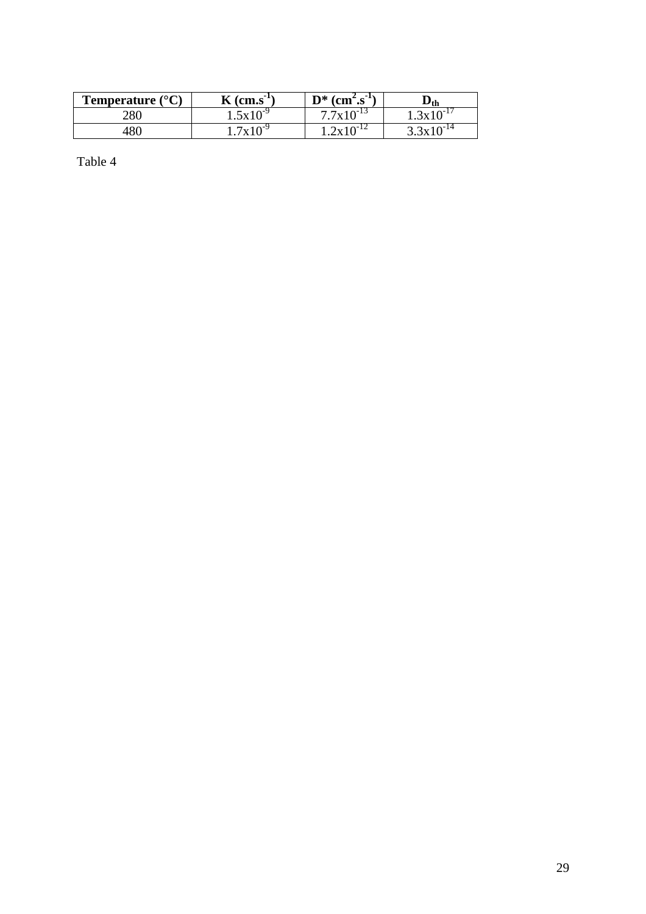| Temperature (°C) | K ($cm.s^{-1}$) | D* ($cm^2.s^{-1}$) | $D_{th}$ |
|---|---|---|---|
| 280 | $1.5x10^{-9}$ | $7.7x10^{-13}$ | $1.3x10^{-17}$ |
| 480 | $1.7x10^{-9}$ | $1.2x10^{-12}$ | $3.3x10^{-14}$ |

Table 4